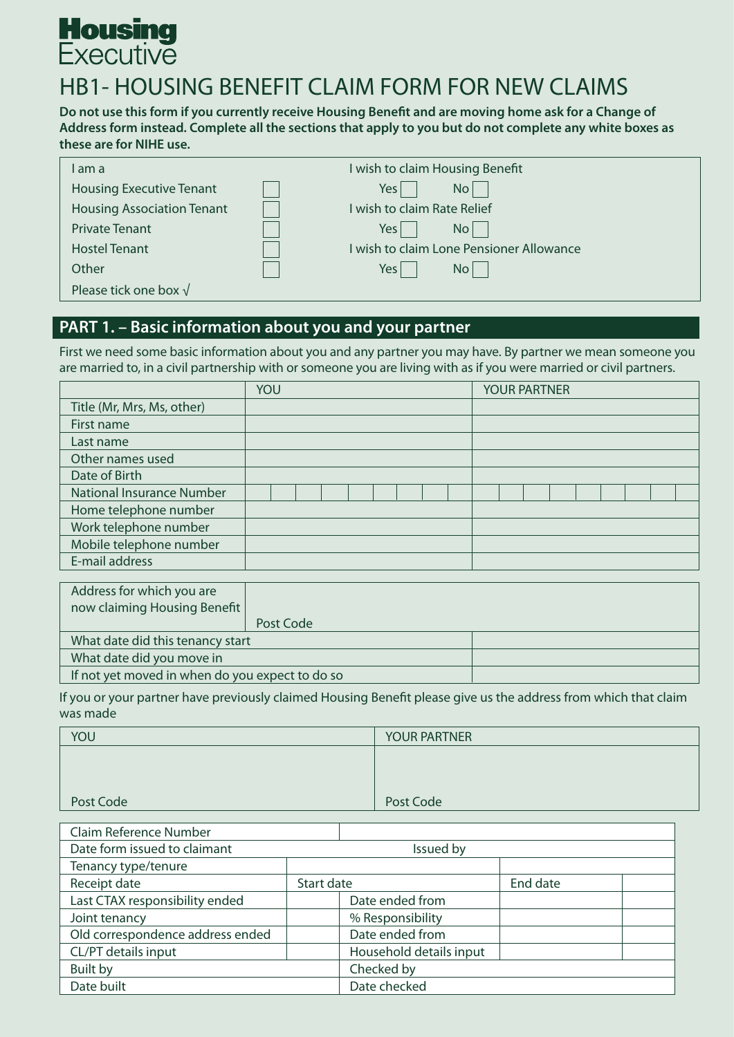**Housing Executive**

# HB1- HOUSING BENEFIT CLAIM FORM FOR NEW CLAIMS

**Do not use this form if you currently receive Housing Benefit and are moving home ask for a Change of Address form instead. Complete all the sections that apply to you but do not complete any white boxes as these are for NIHE use.**

| I am a | | I wish to claim Housing Benefit |
|---|---|---|
| Housing Executive Tenant | ☐ | Yes ☐ No ☐ |
| Housing Association Tenant | ☐ | I wish to claim Rate Relief |
| Private Tenant | ☐ | Yes ☐ No ☐ |
| Hostel Tenant | ☐ | I wish to claim Lone Pensioner Allowance |
| Other | ☐ | Yes ☐ No ☐ |
| Please tick one box √ | | |

## PART 1. – Basic information about you and your partner

First we need some basic information about you and any partner you may have. By partner we mean someone you are married to, in a civil partnership with or someone you are living with as if you were married or civil partners.

| | YOU | YOUR PARTNER |
|---|---|---|
| Title (Mr, Mrs, Ms, other) | | |
| First name | | |
| Last name | | |
| Other names used | | |
| Date of Birth | | |
| National Insurance Number | | |
| Home telephone number | | |
| Work telephone number | | |
| Mobile telephone number | | |
| E-mail address | | |

| Address for which you are now claiming Housing Benefit | Post Code |
|---|---|
| What date did this tenancy start | |
| What date did you move in | |
| If not yet moved in when do you expect to do so | |

If you or your partner have previously claimed Housing Benefit please give us the address from which that claim was made

| YOU | YOUR PARTNER |
|---|---|
| Post Code | Post Code |

| Claim Reference Number | | | |
|---|---|---|---|
| Date form issued to claimant | Issued by | | |
| Tenancy type/tenure | | | |
| Receipt date | Start date | End date | |
| Last CTAX responsibility ended | Date ended from | | |
| Joint tenancy | % Responsibility | | |
| Old correspondence address ended | Date ended from | | |
| CL/PT details input | Household details input | | |
| Built by | Checked by | | |
| Date built | Date checked | | |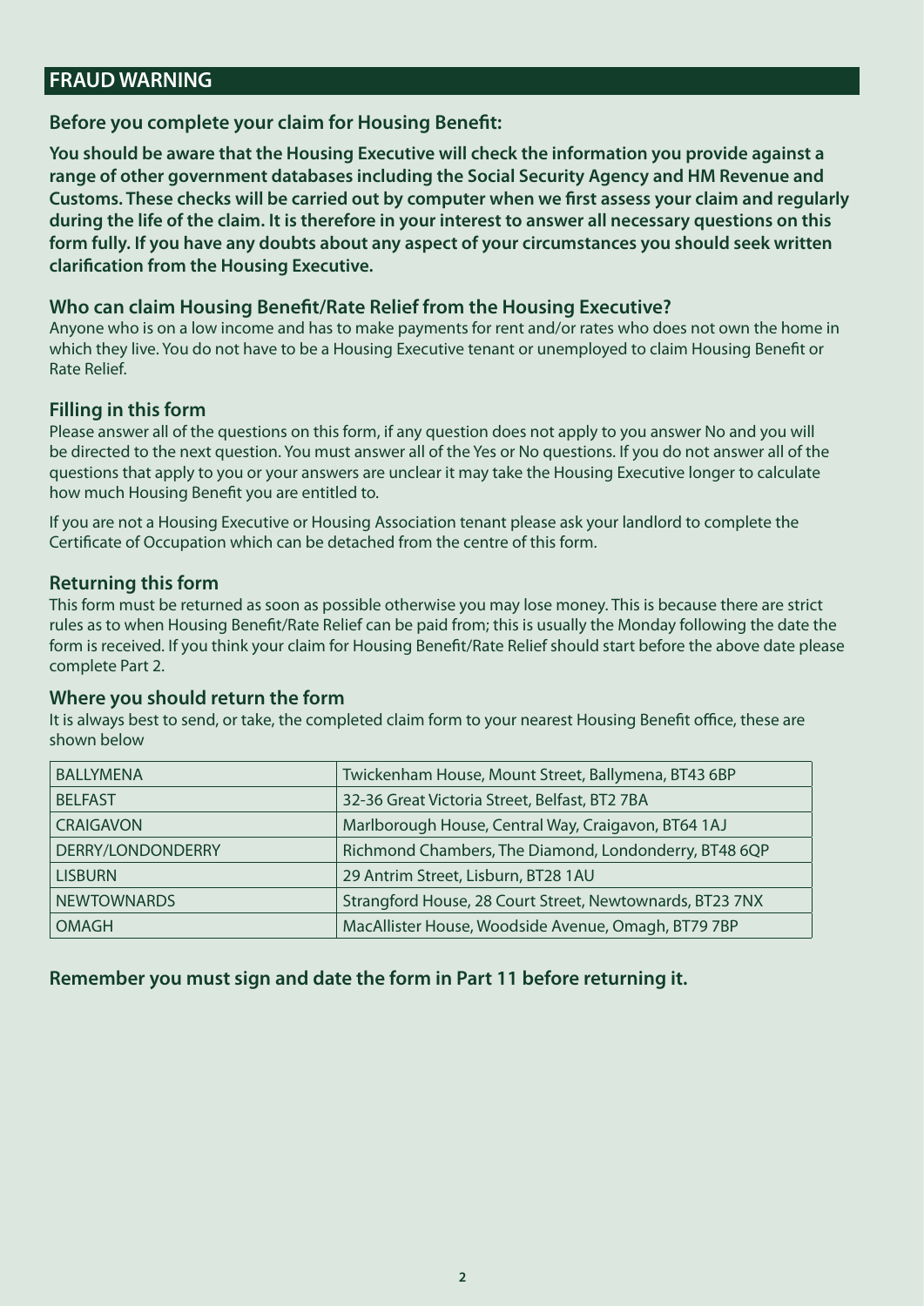## FRAUD WARNING

**Before you complete your claim for Housing Benefit:**

**You should be aware that the Housing Executive will check the information you provide against a range of other government databases including the Social Security Agency and HM Revenue and Customs. These checks will be carried out by computer when we first assess your claim and regularly during the life of the claim. It is therefore in your interest to answer all necessary questions on this form fully. If you have any doubts about any aspect of your circumstances you should seek written clarification from the Housing Executive.**

### Who can claim Housing Benefit/Rate Relief from the Housing Executive?

Anyone who is on a low income and has to make payments for rent and/or rates who does not own the home in which they live. You do not have to be a Housing Executive tenant or unemployed to claim Housing Benefit or Rate Relief.

### Filling in this form

Please answer all of the questions on this form, if any question does not apply to you answer No and you will be directed to the next question. You must answer all of the Yes or No questions. If you do not answer all of the questions that apply to you or your answers are unclear it may take the Housing Executive longer to calculate how much Housing Benefit you are entitled to.

If you are not a Housing Executive or Housing Association tenant please ask your landlord to complete the Certificate of Occupation which can be detached from the centre of this form.

### Returning this form

This form must be returned as soon as possible otherwise you may lose money. This is because there are strict rules as to when Housing Benefit/Rate Relief can be paid from; this is usually the Monday following the date the form is received. If you think your claim for Housing Benefit/Rate Relief should start before the above date please complete Part 2.

### Where you should return the form

It is always best to send, or take, the completed claim form to your nearest Housing Benefit office, these are shown below

| Office | Address |
|---|---|
| BALLYMENA | Twickenham House, Mount Street, Ballymena, BT43 6BP |
| BELFAST | 32-36 Great Victoria Street, Belfast, BT2 7BA |
| CRAIGAVON | Marlborough House, Central Way, Craigavon, BT64 1AJ |
| DERRY/LONDONDERRY | Richmond Chambers, The Diamond, Londonderry, BT48 6QP |
| LISBURN | 29 Antrim Street, Lisburn, BT28 1AU |
| NEWTOWNARDS | Strangford House, 28 Court Street, Newtownards, BT23 7NX |
| OMAGH | MacAllister House, Woodside Avenue, Omagh, BT79 7BP |

**Remember you must sign and date the form in Part 11 before returning it.**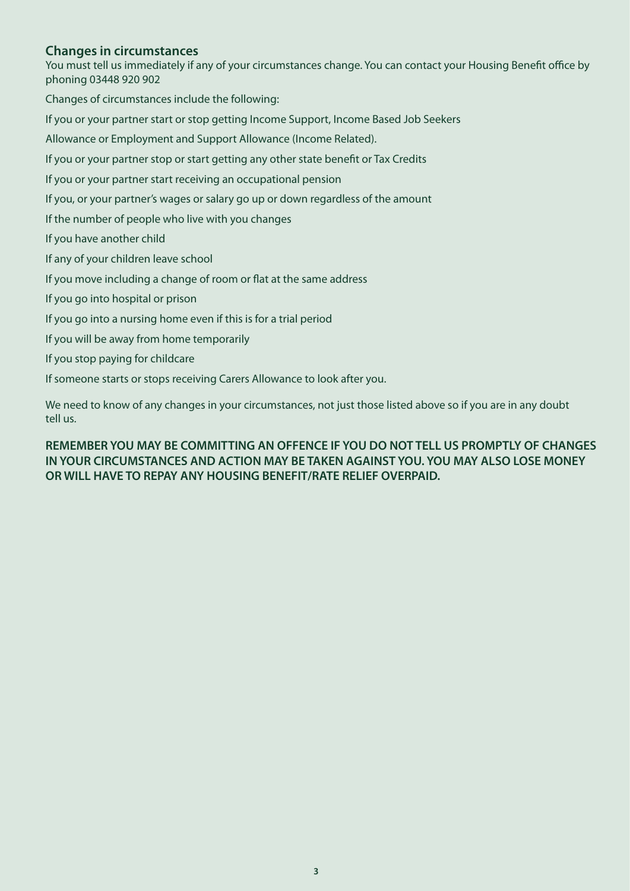## Changes in circumstances

You must tell us immediately if any of your circumstances change. You can contact your Housing Benefit office by phoning 03448 920 902

Changes of circumstances include the following:

If you or your partner start or stop getting Income Support, Income Based Job Seekers

Allowance or Employment and Support Allowance (Income Related).

If you or your partner stop or start getting any other state benefit or Tax Credits

If you or your partner start receiving an occupational pension

If you, or your partner's wages or salary go up or down regardless of the amount

If the number of people who live with you changes

If you have another child

If any of your children leave school

If you move including a change of room or flat at the same address

If you go into hospital or prison

If you go into a nursing home even if this is for a trial period

If you will be away from home temporarily

If you stop paying for childcare

If someone starts or stops receiving Carers Allowance to look after you.

We need to know of any changes in your circumstances, not just those listed above so if you are in any doubt tell us.

**REMEMBER YOU MAY BE COMMITTING AN OFFENCE IF YOU DO NOT TELL US PROMPTLY OF CHANGES IN YOUR CIRCUMSTANCES AND ACTION MAY BE TAKEN AGAINST YOU. YOU MAY ALSO LOSE MONEY OR WILL HAVE TO REPAY ANY HOUSING BENEFIT/RATE RELIEF OVERPAID.**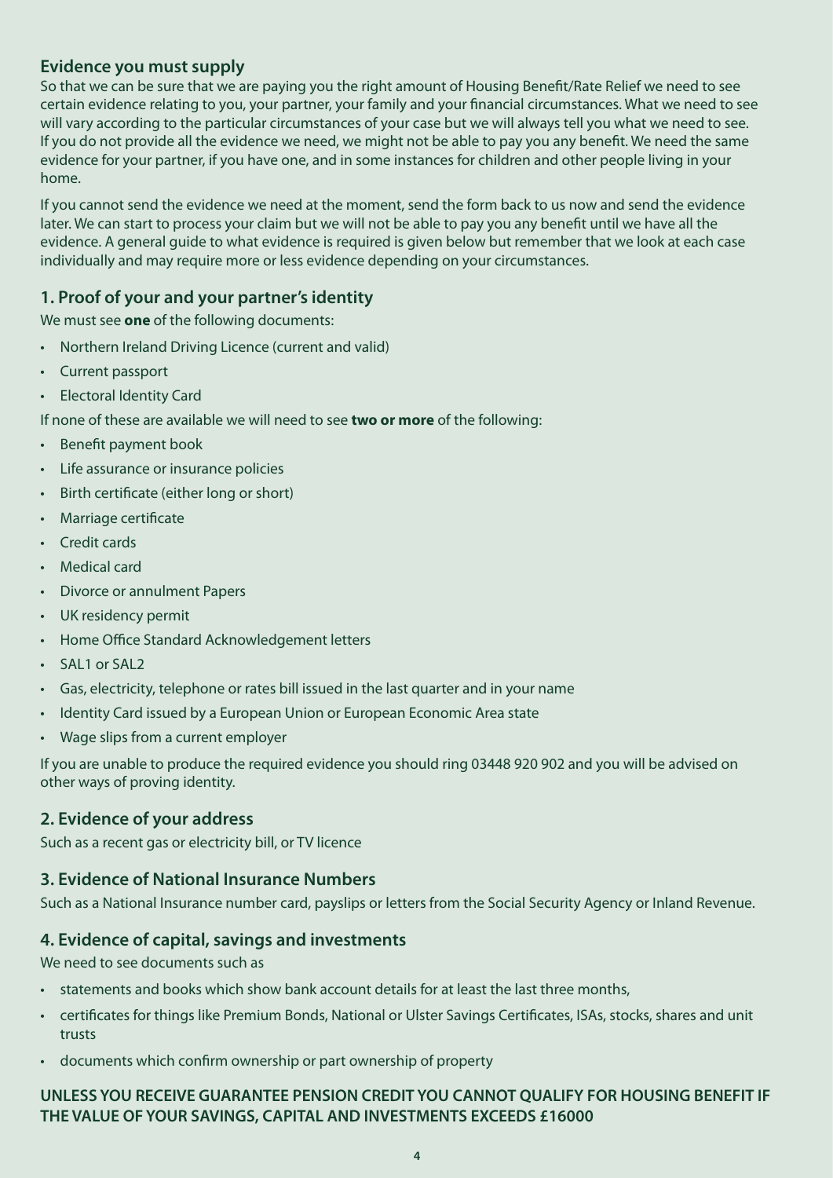## Evidence you must supply

So that we can be sure that we are paying you the right amount of Housing Benefit/Rate Relief we need to see certain evidence relating to you, your partner, your family and your financial circumstances. What we need to see will vary according to the particular circumstances of your case but we will always tell you what we need to see. If you do not provide all the evidence we need, we might not be able to pay you any benefit. We need the same evidence for your partner, if you have one, and in some instances for children and other people living in your home.

If you cannot send the evidence we need at the moment, send the form back to us now and send the evidence later. We can start to process your claim but we will not be able to pay you any benefit until we have all the evidence. A general guide to what evidence is required is given below but remember that we look at each case individually and may require more or less evidence depending on your circumstances.

### 1. Proof of your and your partner's identity

We must see **one** of the following documents:

- Northern Ireland Driving Licence (current and valid)
- Current passport
- Electoral Identity Card

If none of these are available we will need to see **two or more** of the following:

- Benefit payment book
- Life assurance or insurance policies
- Birth certificate (either long or short)
- Marriage certificate
- Credit cards
- Medical card
- Divorce or annulment Papers
- UK residency permit
- Home Office Standard Acknowledgement letters
- SAL1 or SAL2
- Gas, electricity, telephone or rates bill issued in the last quarter and in your name
- Identity Card issued by a European Union or European Economic Area state
- Wage slips from a current employer

If you are unable to produce the required evidence you should ring 03448 920 902 and you will be advised on other ways of proving identity.

### 2. Evidence of your address

Such as a recent gas or electricity bill, or TV licence

### 3. Evidence of National Insurance Numbers

Such as a National Insurance number card, payslips or letters from the Social Security Agency or Inland Revenue.

### 4. Evidence of capital, savings and investments

We need to see documents such as

- statements and books which show bank account details for at least the last three months,
- certificates for things like Premium Bonds, National or Ulster Savings Certificates, ISAs, stocks, shares and unit trusts
- documents which confirm ownership or part ownership of property

**UNLESS YOU RECEIVE GUARANTEE PENSION CREDIT YOU CANNOT QUALIFY FOR HOUSING BENEFIT IF THE VALUE OF YOUR SAVINGS, CAPITAL AND INVESTMENTS EXCEEDS £16000**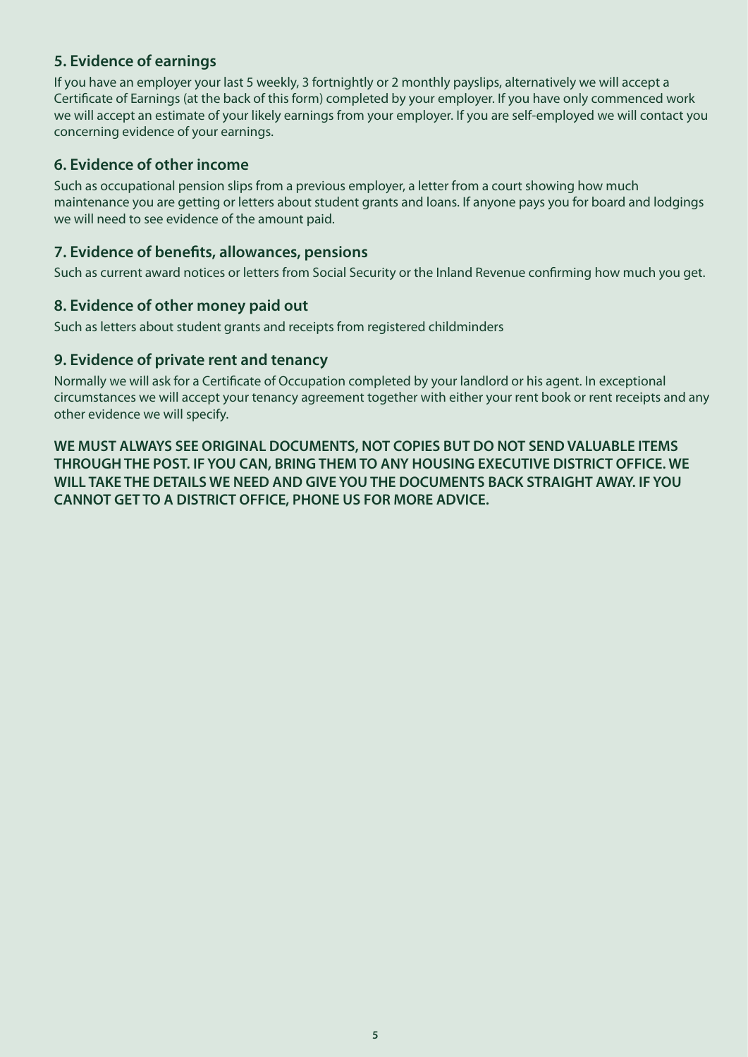### 5. Evidence of earnings

If you have an employer your last 5 weekly, 3 fortnightly or 2 monthly payslips, alternatively we will accept a Certificate of Earnings (at the back of this form) completed by your employer. If you have only commenced work we will accept an estimate of your likely earnings from your employer. If you are self-employed we will contact you concerning evidence of your earnings.

### 6. Evidence of other income

Such as occupational pension slips from a previous employer, a letter from a court showing how much maintenance you are getting or letters about student grants and loans. If anyone pays you for board and lodgings we will need to see evidence of the amount paid.

### 7. Evidence of benefits, allowances, pensions

Such as current award notices or letters from Social Security or the Inland Revenue confirming how much you get.

### 8. Evidence of other money paid out

Such as letters about student grants and receipts from registered childminders

### 9. Evidence of private rent and tenancy

Normally we will ask for a Certificate of Occupation completed by your landlord or his agent. In exceptional circumstances we will accept your tenancy agreement together with either your rent book or rent receipts and any other evidence we will specify.

**WE MUST ALWAYS SEE ORIGINAL DOCUMENTS, NOT COPIES BUT DO NOT SEND VALUABLE ITEMS THROUGH THE POST. IF YOU CAN, BRING THEM TO ANY HOUSING EXECUTIVE DISTRICT OFFICE. WE WILL TAKE THE DETAILS WE NEED AND GIVE YOU THE DOCUMENTS BACK STRAIGHT AWAY. IF YOU CANNOT GET TO A DISTRICT OFFICE, PHONE US FOR MORE ADVICE.**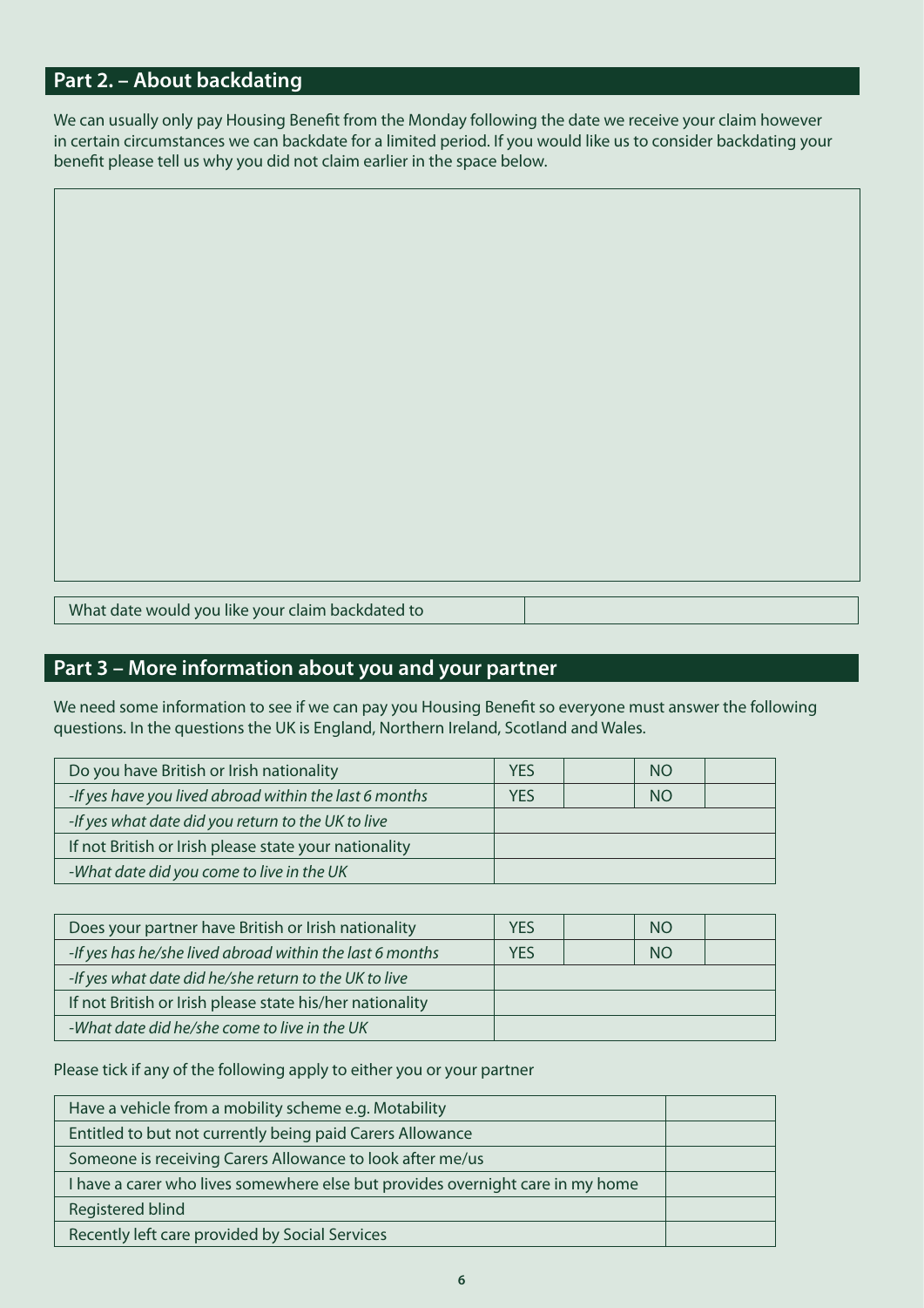## Part 2. – About backdating

We can usually only pay Housing Benefit from the Monday following the date we receive your claim however in certain circumstances we can backdate for a limited period. If you would like us to consider backdating your benefit please tell us why you did not claim earlier in the space below.

| |
|---|
| |

| What date would you like your claim backdated to | |
|---|---|

## Part 3 – More information about you and your partner

We need some information to see if we can pay you Housing Benefit so everyone must answer the following questions. In the questions the UK is England, Northern Ireland, Scotland and Wales.

| Do you have British or Irish nationality | YES | | NO | |
|---|---|---|---|---|
| *-If yes have you lived abroad within the last 6 months* | YES | | NO | |
| *-If yes what date did you return to the UK to live* | | | | |
| If not British or Irish please state your nationality | | | | |
| *-What date did you come to live in the UK* | | | | |

| Does your partner have British or Irish nationality | YES | | NO | |
|---|---|---|---|---|
| *-If yes has he/she lived abroad within the last 6 months* | YES | | NO | |
| *-If yes what date did he/she return to the UK to live* | | | | |
| If not British or Irish please state his/her nationality | | | | |
| *-What date did he/she come to live in the UK* | | | | |

Please tick if any of the following apply to either you or your partner

| Have a vehicle from a mobility scheme e.g. Motability | |
|---|---|
| Entitled to but not currently being paid Carers Allowance | |
| Someone is receiving Carers Allowance to look after me/us | |
| I have a carer who lives somewhere else but provides overnight care in my home | |
| Registered blind | |
| Recently left care provided by Social Services | |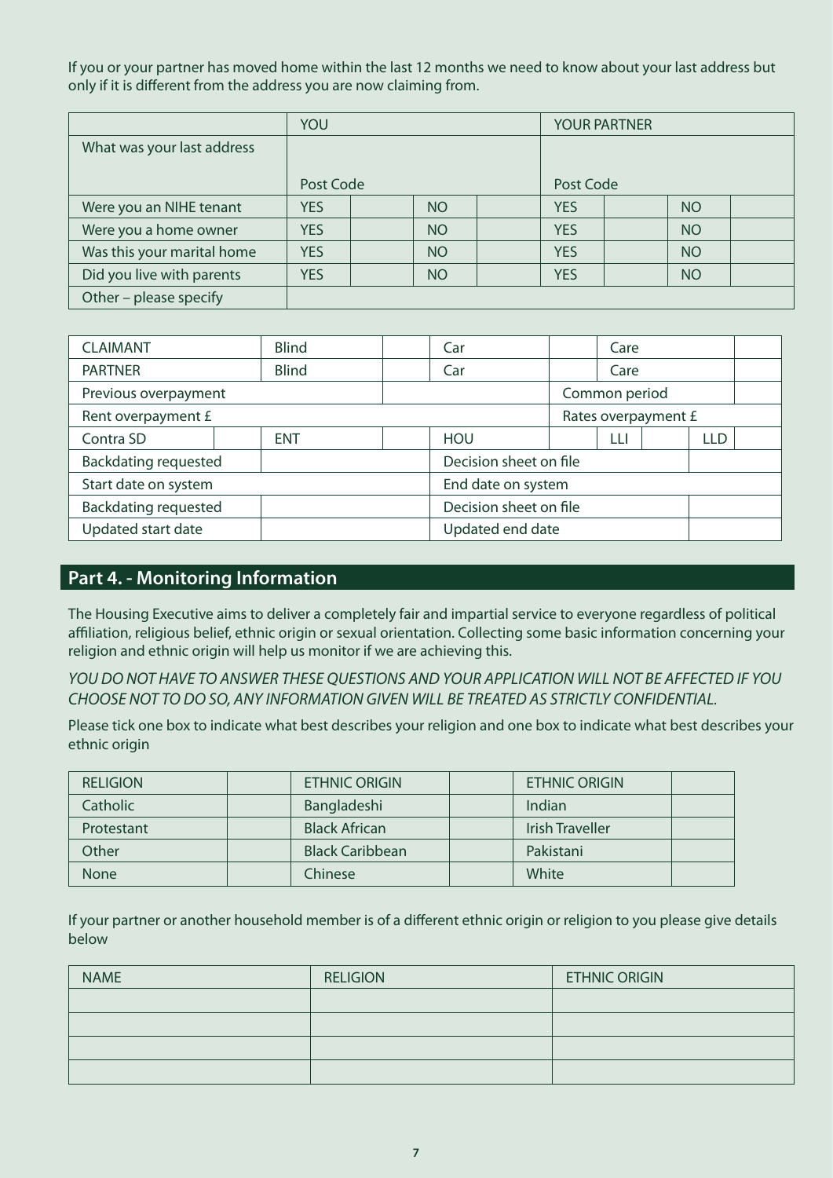If you or your partner has moved home within the last 12 months we need to know about your last address but only if it is different from the address you are now claiming from.

| | YOU | | | | YOUR PARTNER | | | |
|---|---|---|---|---|---|---|---|---|
| What was your last address<br><br> | <br><br>Post Code | | | | <br><br>Post Code | | | |
| Were you an NIHE tenant | YES | | NO | | YES | | NO | |
| Were you a home owner | YES | | NO | | YES | | NO | |
| Was this your marital home | YES | | NO | | YES | | NO | |
| Did you live with parents | YES | | NO | | YES | | NO | |
| Other – please specify | | | | | | | | |

| CLAIMANT | | Blind | | Car | | Care | | | |
|---|---|---|---|---|---|---|---|---|---|
| PARTNER | | Blind | | Car | | Care | | | |
| Previous overpayment | | | | | | Common period | | | |
| Rent overpayment £ | | | | | | Rates overpayment £ | | | |
| Contra SD | | ENT | | HOU | | LLI | | LLD | |
| Backdating requested | | | | Decision sheet on file | | | | | |
| Start date on system | | | | End date on system | | | | | |
| Backdating requested | | | | Decision sheet on file | | | | | |
| Updated start date | | | | Updated end date | | | | | |

## Part 4. - Monitoring Information

The Housing Executive aims to deliver a completely fair and impartial service to everyone regardless of political affiliation, religious belief, ethnic origin or sexual orientation. Collecting some basic information concerning your religion and ethnic origin will help us monitor if we are achieving this.

*YOU DO NOT HAVE TO ANSWER THESE QUESTIONS AND YOUR APPLICATION WILL NOT BE AFFECTED IF YOU CHOOSE NOT TO DO SO, ANY INFORMATION GIVEN WILL BE TREATED AS STRICTLY CONFIDENTIAL.*

Please tick one box to indicate what best describes your religion and one box to indicate what best describes your ethnic origin

| RELIGION | | ETHNIC ORIGIN | | ETHNIC ORIGIN | |
|---|---|---|---|---|---|
| Catholic | | Bangladeshi | | Indian | |
| Protestant | | Black African | | Irish Traveller | |
| Other | | Black Caribbean | | Pakistani | |
| None | | Chinese | | White | |

If your partner or another household member is of a different ethnic origin or religion to you please give details below

| NAME | RELIGION | ETHNIC ORIGIN |
|---|---|---|
| | | |
| | | |
| | | |
| | | |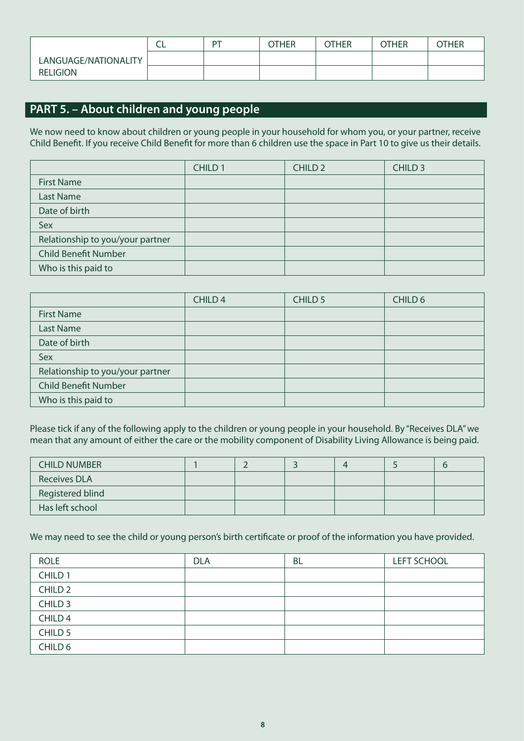| | CL | PT | OTHER | OTHER | OTHER | OTHER |
|---|---|---|---|---|---|---|
| LANGUAGE/NATIONALITY | | | | | | |
| RELIGION | | | | | | |

## PART 5. – About children and young people

We now need to know about children or young people in your household for whom you, or your partner, receive Child Benefit. If you receive Child Benefit for more than 6 children use the space in Part 10 to give us their details.

| | CHILD 1 | CHILD 2 | CHILD 3 |
|---|---|---|---|
| First Name | | | |
| Last Name | | | |
| Date of birth | | | |
| Sex | | | |
| Relationship to you/your partner | | | |
| Child Benefit Number | | | |
| Who is this paid to | | | |

| | CHILD 4 | CHILD 5 | CHILD 6 |
|---|---|---|---|
| First Name | | | |
| Last Name | | | |
| Date of birth | | | |
| Sex | | | |
| Relationship to you/your partner | | | |
| Child Benefit Number | | | |
| Who is this paid to | | | |

Please tick if any of the following apply to the children or young people in your household. By "Receives DLA" we mean that any amount of either the care or the mobility component of Disability Living Allowance is being paid.

| CHILD NUMBER | 1 | 2 | 3 | 4 | 5 | 6 |
|---|---|---|---|---|---|---|
| Receives DLA | | | | | | |
| Registered blind | | | | | | |
| Has left school | | | | | | |

We may need to see the child or young person's birth certificate or proof of the information you have provided.

| ROLE | DLA | BL | LEFT SCHOOL |
|---|---|---|---|
| CHILD 1 | | | |
| CHILD 2 | | | |
| CHILD 3 | | | |
| CHILD 4 | | | |
| CHILD 5 | | | |
| CHILD 6 | | | |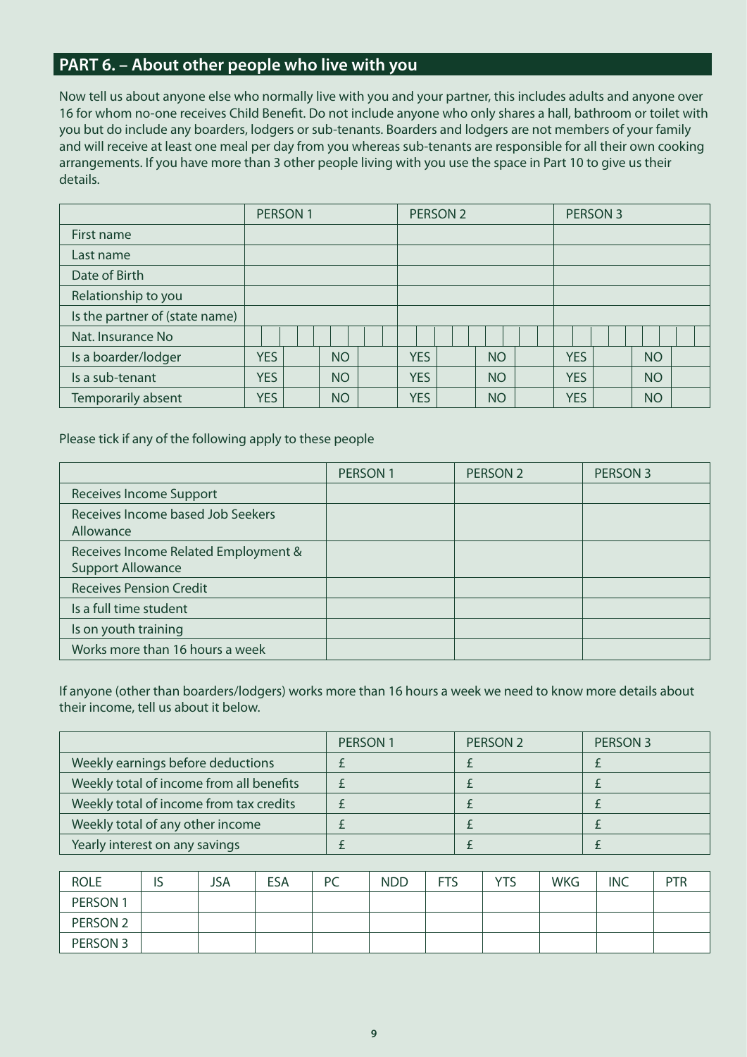## PART 6. – About other people who live with you

Now tell us about anyone else who normally live with you and your partner, this includes adults and anyone over 16 for whom no-one receives Child Benefit. Do not include anyone who only shares a hall, bathroom or toilet with you but do include any boarders, lodgers or sub-tenants. Boarders and lodgers are not members of your family and will receive at least one meal per day from you whereas sub-tenants are responsible for all their own cooking arrangements. If you have more than 3 other people living with you use the space in Part 10 to give us their details.

| | PERSON 1 | PERSON 2 | PERSON 3 |
|---|---|---|---|
| First name | | | |
| Last name | | | |
| Date of Birth | | | |
| Relationship to you | | | |
| Is the partner of (state name) | | | |
| Nat. Insurance No | | | |
| Is a boarder/lodger | YES NO | YES NO | YES NO |
| Is a sub-tenant | YES NO | YES NO | YES NO |
| Temporarily absent | YES NO | YES NO | YES NO |

Please tick if any of the following apply to these people

| | PERSON 1 | PERSON 2 | PERSON 3 |
|---|---|---|---|
| Receives Income Support | | | |
| Receives Income based Job Seekers Allowance | | | |
| Receives Income Related Employment & Support Allowance | | | |
| Receives Pension Credit | | | |
| Is a full time student | | | |
| Is on youth training | | | |
| Works more than 16 hours a week | | | |

If anyone (other than boarders/lodgers) works more than 16 hours a week we need to know more details about their income, tell us about it below.

| | PERSON 1 | PERSON 2 | PERSON 3 |
|---|---|---|---|
| Weekly earnings before deductions | £ | £ | £ |
| Weekly total of income from all benefits | £ | £ | £ |
| Weekly total of income from tax credits | £ | £ | £ |
| Weekly total of any other income | £ | £ | £ |
| Yearly interest on any savings | £ | £ | £ |

| ROLE | IS | JSA | ESA | PC | NDD | FTS | YTS | WKG | INC | PTR |
|---|---|---|---|---|---|---|---|---|---|---|
| PERSON 1 | | | | | | | | | | |
| PERSON 2 | | | | | | | | | | |
| PERSON 3 | | | | | | | | | | |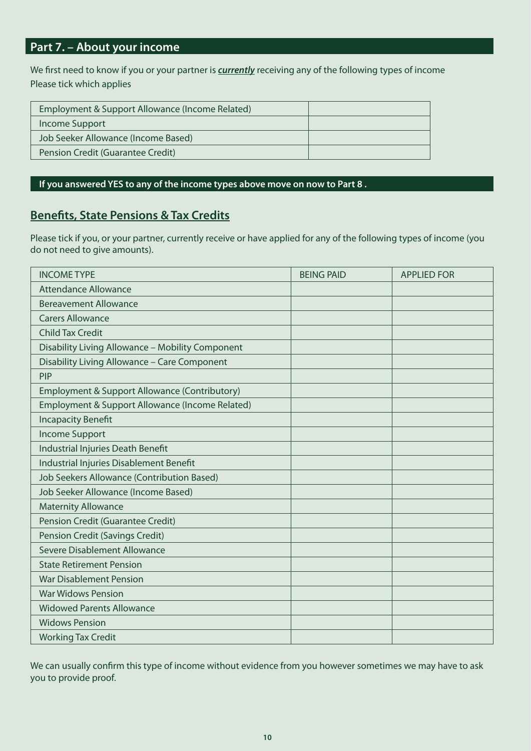## Part 7. – About your income

We first need to know if you or your partner is ***currently*** receiving any of the following types of income
Please tick which applies

| | |
|---|---|
| Employment & Support Allowance (Income Related) | |
| Income Support | |
| Job Seeker Allowance (Income Based) | |
| Pension Credit (Guarantee Credit) | |

**If you answered YES to any of the income types above move on now to Part 8 .**

### Benefits, State Pensions & Tax Credits

Please tick if you, or your partner, currently receive or have applied for any of the following types of income (you do not need to give amounts).

| INCOME TYPE | BEING PAID | APPLIED FOR |
|---|---|---|
| Attendance Allowance | | |
| Bereavement Allowance | | |
| Carers Allowance | | |
| Child Tax Credit | | |
| Disability Living Allowance – Mobility Component | | |
| Disability Living Allowance – Care Component | | |
| PIP | | |
| Employment & Support Allowance (Contributory) | | |
| Employment & Support Allowance (Income Related) | | |
| Incapacity Benefit | | |
| Income Support | | |
| Industrial Injuries Death Benefit | | |
| Industrial Injuries Disablement Benefit | | |
| Job Seekers Allowance (Contribution Based) | | |
| Job Seeker Allowance (Income Based) | | |
| Maternity Allowance | | |
| Pension Credit (Guarantee Credit) | | |
| Pension Credit (Savings Credit) | | |
| Severe Disablement Allowance | | |
| State Retirement Pension | | |
| War Disablement Pension | | |
| War Widows Pension | | |
| Widowed Parents Allowance | | |
| Widows Pension | | |
| Working Tax Credit | | |

We can usually confirm this type of income without evidence from you however sometimes we may have to ask you to provide proof.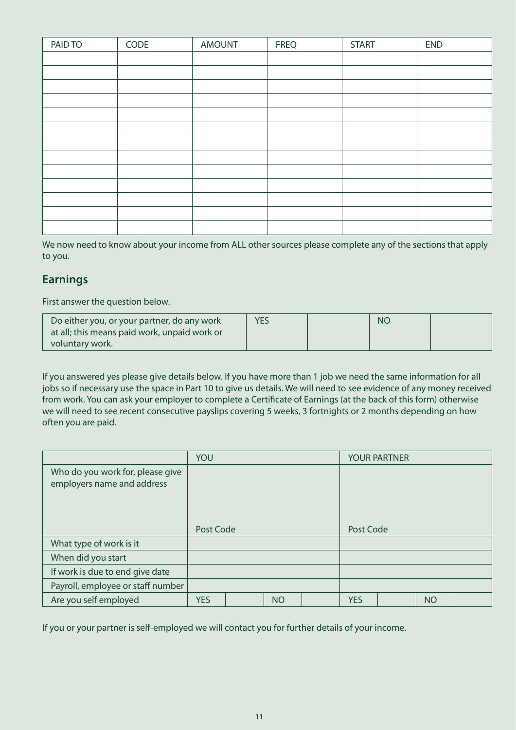| PAID TO | CODE | AMOUNT | FREQ | START | END |
|---|---|---|---|---|---|
| | | | | | |
| | | | | | |
| | | | | | |
| | | | | | |
| | | | | | |
| | | | | | |
| | | | | | |
| | | | | | |
| | | | | | |
| | | | | | |
| | | | | | |
| | | | | | |
| | | | | | |

We now need to know about your income from ALL other sources please complete any of the sections that apply to you.

## Earnings

First answer the question below.

| Do either you, or your partner, do any work at all; this means paid work, unpaid work or voluntary work. | YES | | NO | |
|---|---|---|---|---|

If you answered yes please give details below. If you have more than 1 job we need the same information for all jobs so if necessary use the space in Part 10 to give us details. We will need to see evidence of any money received from work. You can ask your employer to complete a Certificate of Earnings (at the back of this form) otherwise we will need to see recent consecutive payslips covering 5 weeks, 3 fortnights or 2 months depending on how often you are paid.

| | YOU | | | | YOUR PARTNER | | | |
|---|---|---|---|---|---|---|---|---|
| Who do you work for, please give employers name and address | Post Code | | | | Post Code | | | |
| What type of work is it | | | | | | | | |
| When did you start | | | | | | | | |
| If work is due to end give date | | | | | | | | |
| Payroll, employee or staff number | | | | | | | | |
| Are you self employed | YES | | NO | | YES | | NO | |

If you or your partner is self-employed we will contact you for further details of your income.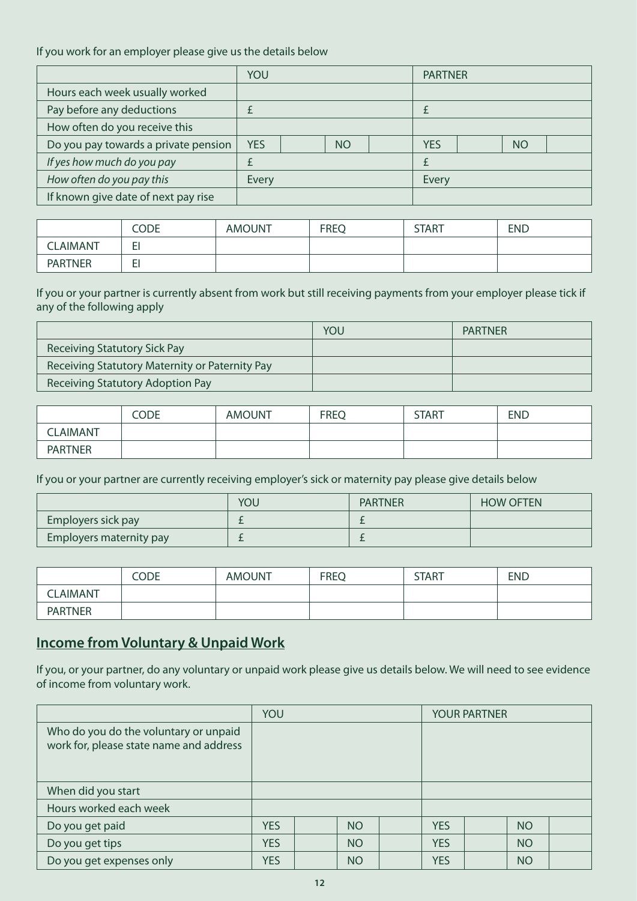If you work for an employer please give us the details below

| | YOU | | | | PARTNER | | | |
|---|---|---|---|---|---|---|---|---|
| Hours each week usually worked | | | | | | | | |
| Pay before any deductions | £ | | | | £ | | | |
| How often do you receive this | | | | | | | | |
| Do you pay towards a private pension | YES | | NO | | YES | | NO | |
| *If yes how much do you pay* | £ | | | | £ | | | |
| *How often do you pay this* | Every | | | | Every | | | |
| If known give date of next pay rise | | | | | | | | |

| | CODE | AMOUNT | FREQ | START | END |
|---|---|---|---|---|---|
| CLAIMANT | EI | | | | |
| PARTNER | EI | | | | |

If you or your partner is currently absent from work but still receiving payments from your employer please tick if any of the following apply

| | YOU | PARTNER |
|---|---|---|
| Receiving Statutory Sick Pay | | |
| Receiving Statutory Maternity or Paternity Pay | | |
| Receiving Statutory Adoption Pay | | |

| | CODE | AMOUNT | FREQ | START | END |
|---|---|---|---|---|---|
| CLAIMANT | | | | | |
| PARTNER | | | | | |

If you or your partner are currently receiving employer's sick or maternity pay please give details below

| | YOU | PARTNER | HOW OFTEN |
|---|---|---|---|
| Employers sick pay | £ | £ | |
| Employers maternity pay | £ | £ | |

| | CODE | AMOUNT | FREQ | START | END |
|---|---|---|---|---|---|
| CLAIMANT | | | | | |
| PARTNER | | | | | |

## **Income from Voluntary & Unpaid Work**

If you, or your partner, do any voluntary or unpaid work please give us details below. We will need to see evidence of income from voluntary work.

| | YOU | | | | YOUR PARTNER | | | |
|---|---|---|---|---|---|---|---|---|
| Who do you do the voluntary or unpaid work for, please state name and address | | | | | | | | |
| When did you start | | | | | | | | |
| Hours worked each week | | | | | | | | |
| Do you get paid | YES | | NO | | YES | | NO | |
| Do you get tips | YES | | NO | | YES | | NO | |
| Do you get expenses only | YES | | NO | | YES | | NO | |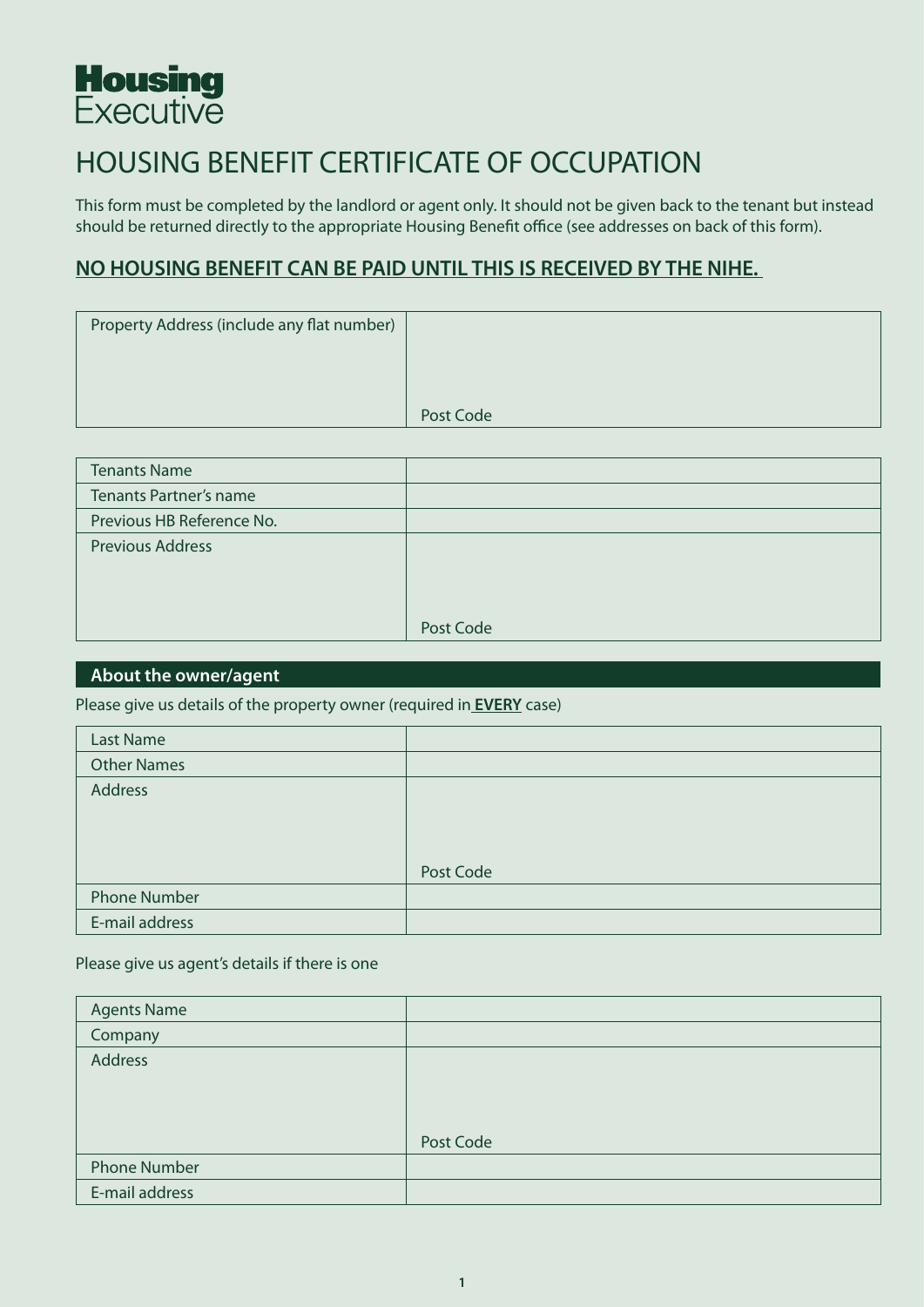**Housing Executive**

# HOUSING BENEFIT CERTIFICATE OF OCCUPATION

This form must be completed by the landlord or agent only. It should not be given back to the tenant but instead should be returned directly to the appropriate Housing Benefit office (see addresses on back of this form).

## NO HOUSING BENEFIT CAN BE PAID UNTIL THIS IS RECEIVED BY THE NIHE.

| Property Address (include any flat number) | Post Code |
|---|---|

| | |
|---|---|
| Tenants Name | |
| Tenants Partner's name | |
| Previous HB Reference No. | |
| Previous Address | Post Code |

## About the owner/agent

Please give us details of the property owner (required in **EVERY** case)

| | |
|---|---|
| Last Name | |
| Other Names | |
| Address | Post Code |
| Phone Number | |
| E-mail address | |

Please give us agent's details if there is one

| | |
|---|---|
| Agents Name | |
| Company | |
| Address | Post Code |
| Phone Number | |
| E-mail address | |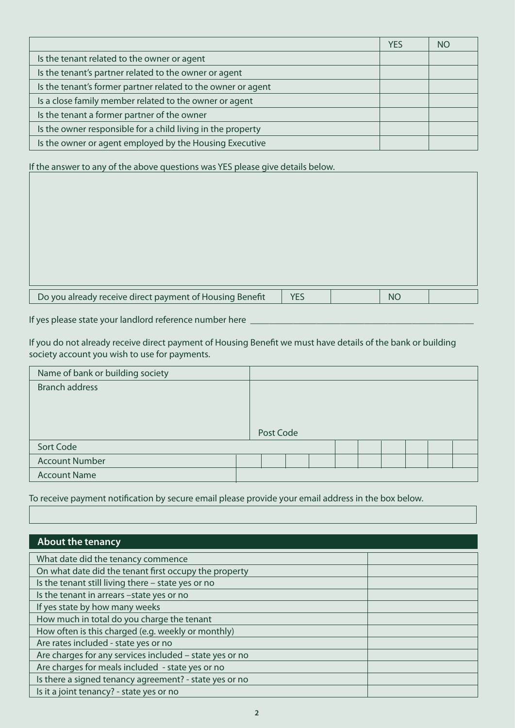| | YES | NO |
|---|---|---|
| Is the tenant related to the owner or agent | | |
| Is the tenant's partner related to the owner or agent | | |
| Is the tenant's former partner related to the owner or agent | | |
| Is a close family member related to the owner or agent | | |
| Is the tenant a former partner of the owner | | |
| Is the owner responsible for a child living in the property | | |
| Is the owner or agent employed by the Housing Executive | | |

If the answer to any of the above questions was YES please give details below.

| Do you already receive direct payment of Housing Benefit | YES | | NO | |
|---|---|---|---|---|

If yes please state your landlord reference number here ___________________________

If you do not already receive direct payment of Housing Benefit we must have details of the bank or building society account you wish to use for payments.

| Name of bank or building society | |
|---|---|
| Branch address | Post Code |
| Sort Code | |
| Account Number | |
| Account Name | |

To receive payment notification by secure email please provide your email address in the box below.

## About the tenancy

| | |
|---|---|
| What date did the tenancy commence | |
| On what date did the tenant first occupy the property | |
| Is the tenant still living there – state yes or no | |
| Is the tenant in arrears –state yes or no | |
| If yes state by how many weeks | |
| How much in total do you charge the tenant | |
| How often is this charged (e.g. weekly or monthly) | |
| Are rates included - state yes or no | |
| Are charges for any services included – state yes or no | |
| Are charges for meals included - state yes or no | |
| Is there a signed tenancy agreement? - state yes or no | |
| Is it a joint tenancy? - state yes or no | |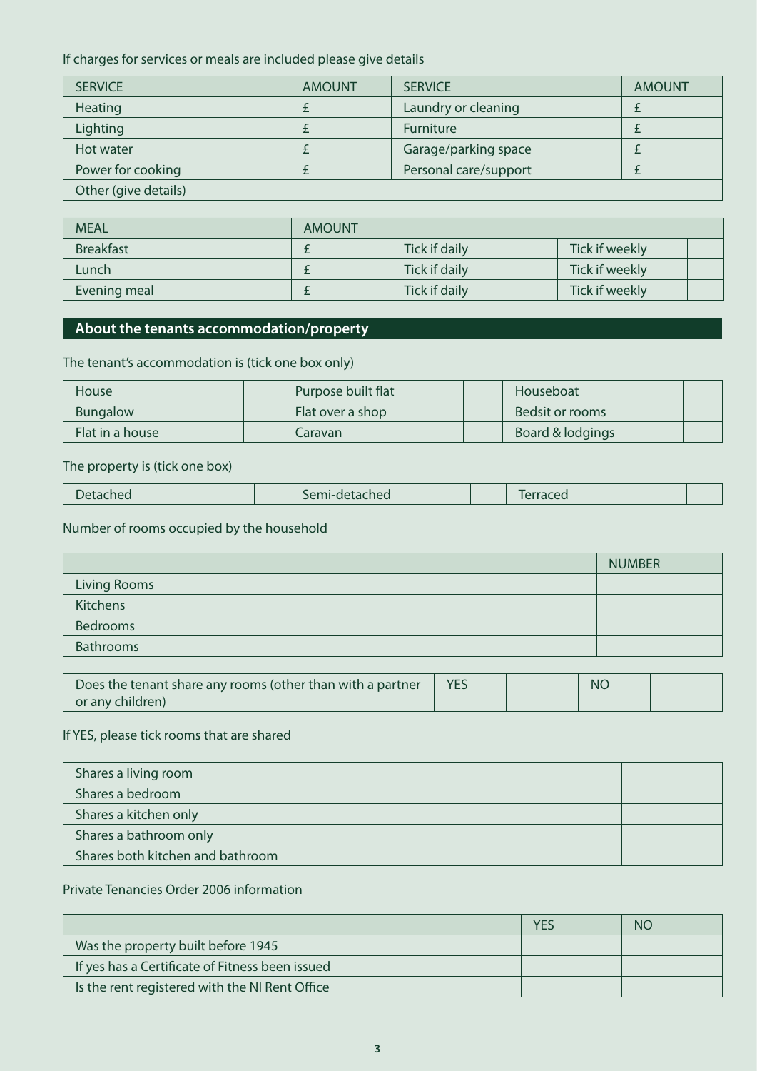If charges for services or meals are included please give details

| SERVICE | AMOUNT | SERVICE | AMOUNT |
|---|---|---|---|
| Heating | £ | Laundry or cleaning | £ |
| Lighting | £ | Furniture | £ |
| Hot water | £ | Garage/parking space | £ |
| Power for cooking | £ | Personal care/support | £ |
| Other (give details) | | | |

| MEAL | AMOUNT | | | | |
|---|---|---|---|---|---|
| Breakfast | £ | Tick if daily | | Tick if weekly | |
| Lunch | £ | Tick if daily | | Tick if weekly | |
| Evening meal | £ | Tick if daily | | Tick if weekly | |

## About the tenants accommodation/property

The tenant's accommodation is (tick one box only)

| | | | | | |
|---|---|---|---|---|---|
| House | | Purpose built flat | | Houseboat | |
| Bungalow | | Flat over a shop | | Bedsit or rooms | |
| Flat in a house | | Caravan | | Board & lodgings | |

The property is (tick one box)

| | | | | | |
|---|---|---|---|---|---|
| Detached | | Semi-detached | | Terraced | |

Number of rooms occupied by the household

| | NUMBER |
|---|---|
| Living Rooms | |
| Kitchens | |
| Bedrooms | |
| Bathrooms | |

| | | | | |
|---|---|---|---|---|
| Does the tenant share any rooms (other than with a partner or any children) | YES | | NO | |

If YES, please tick rooms that are shared

| | |
|---|---|
| Shares a living room | |
| Shares a bedroom | |
| Shares a kitchen only | |
| Shares a bathroom only | |
| Shares both kitchen and bathroom | |

Private Tenancies Order 2006 information

| | YES | NO |
|---|---|---|
| Was the property built before 1945 | | |
| If yes has a Certificate of Fitness been issued | | |
| Is the rent registered with the NI Rent Office | | |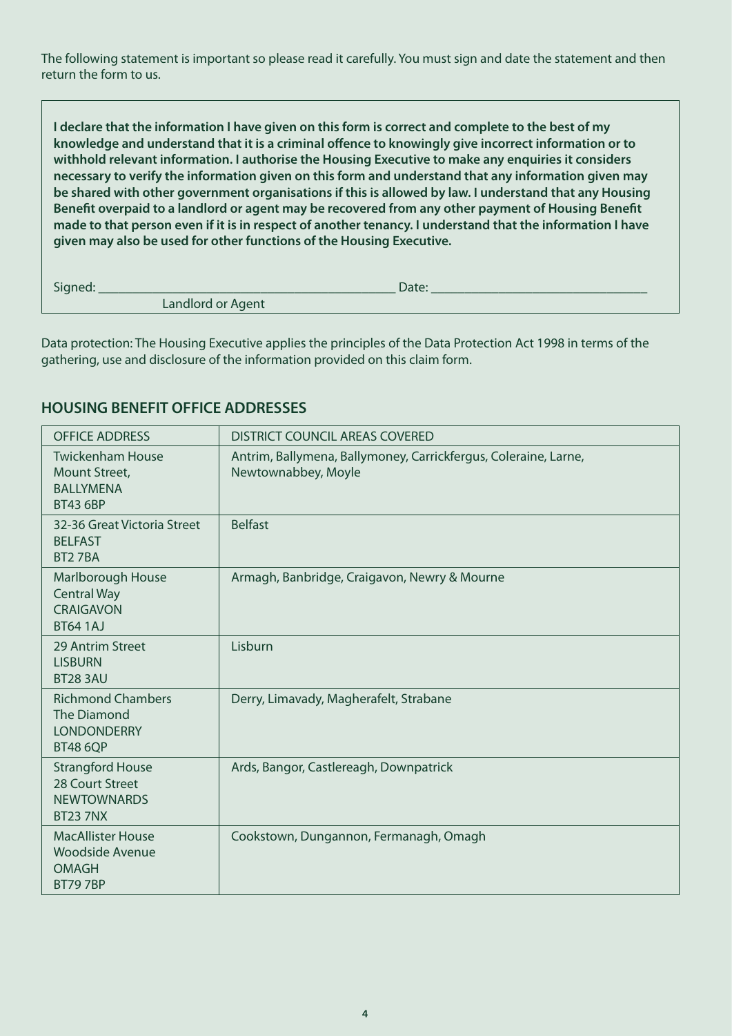The following statement is important so please read it carefully. You must sign and date the statement and then return the form to us.

**I declare that the information I have given on this form is correct and complete to the best of my knowledge and understand that it is a criminal offence to knowingly give incorrect information or to withhold relevant information. I authorise the Housing Executive to make any enquiries it considers necessary to verify the information given on this form and understand that any information given may be shared with other government organisations if this is allowed by law. I understand that any Housing Benefit overpaid to a landlord or agent may be recovered from any other payment of Housing Benefit made to that person even if it is in respect of another tenancy. I understand that the information I have given may also be used for other functions of the Housing Executive.**

Signed: ___________________________________________ Date: ________________________________
Landlord or Agent

Data protection: The Housing Executive applies the principles of the Data Protection Act 1998 in terms of the gathering, use and disclosure of the information provided on this claim form.

## HOUSING BENEFIT OFFICE ADDRESSES

| OFFICE ADDRESS | DISTRICT COUNCIL AREAS COVERED |
|---|---|
| Twickenham House<br>Mount Street,<br>BALLYMENA<br>BT43 6BP | Antrim, Ballymena, Ballymoney, Carrickfergus, Coleraine, Larne, Newtownabbey, Moyle |
| 32-36 Great Victoria Street<br>BELFAST<br>BT2 7BA | Belfast |
| Marlborough House<br>Central Way<br>CRAIGAVON<br>BT64 1AJ | Armagh, Banbridge, Craigavon, Newry & Mourne |
| 29 Antrim Street<br>LISBURN<br>BT28 3AU | Lisburn |
| Richmond Chambers<br>The Diamond<br>LONDONDERRY<br>BT48 6QP | Derry, Limavady, Magherafelt, Strabane |
| Strangford House<br>28 Court Street<br>NEWTOWNARDS<br>BT23 7NX | Ards, Bangor, Castlereagh, Downpatrick |
| MacAllister House<br>Woodside Avenue<br>OMAGH<br>BT79 7BP | Cookstown, Dungannon, Fermanagh, Omagh |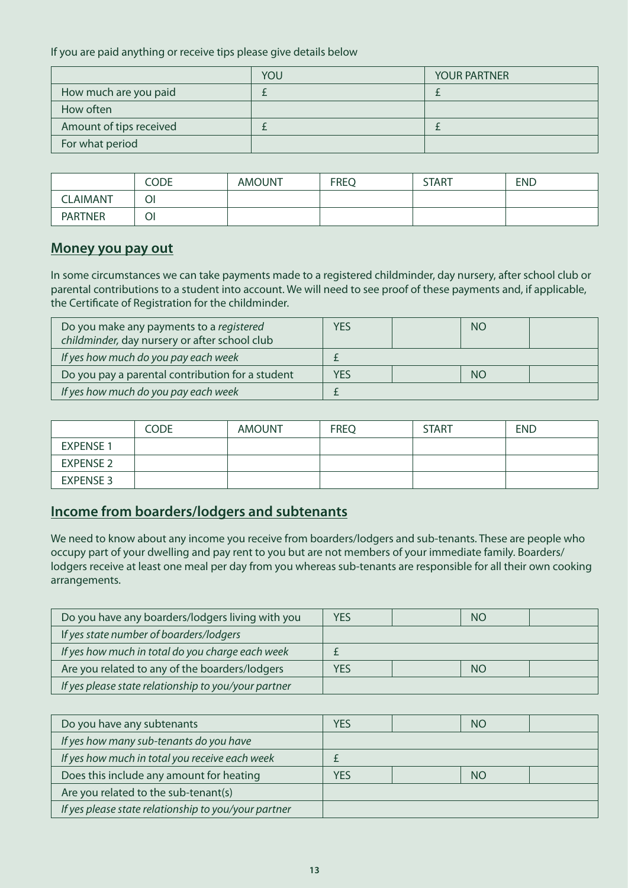If you are paid anything or receive tips please give details below

| | YOU | YOUR PARTNER |
|---|---|---|
| How much are you paid | £ | £ |
| How often | | |
| Amount of tips received | £ | £ |
| For what period | | |

| | CODE | AMOUNT | FREQ | START | END |
|---|---|---|---|---|---|
| CLAIMANT | OI | | | | |
| PARTNER | OI | | | | |

## Money you pay out

In some circumstances we can take payments made to a registered childminder, day nursery, after school club or parental contributions to a student into account. We will need to see proof of these payments and, if applicable, the Certificate of Registration for the childminder.

| | | | | |
|---|---|---|---|---|
| Do you make any payments to a *registered childminder,* day nursery or after school club | YES | | NO | |
| *If yes how much do you pay each week* | £ | | | |
| Do you pay a parental contribution for a student | YES | | NO | |
| *If yes how much do you pay each week* | £ | | | |

| | CODE | AMOUNT | FREQ | START | END |
|---|---|---|---|---|---|
| EXPENSE 1 | | | | | |
| EXPENSE 2 | | | | | |
| EXPENSE 3 | | | | | |

## Income from boarders/lodgers and subtenants

We need to know about any income you receive from boarders/lodgers and sub-tenants. These are people who occupy part of your dwelling and pay rent to you but are not members of your immediate family. Boarders/ lodgers receive at least one meal per day from you whereas sub-tenants are responsible for all their own cooking arrangements.

| | | | | |
|---|---|---|---|---|
| Do you have any boarders/lodgers living with you | YES | | NO | |
| *If yes state number of boarders/lodgers* | | | | |
| *If yes how much in total do you charge each week* | £ | | | |
| Are you related to any of the boarders/lodgers | YES | | NO | |
| *If yes please state relationship to you/your partner* | | | | |

| | | | | |
|---|---|---|---|---|
| Do you have any subtenants | YES | | NO | |
| *If yes how many sub-tenants do you have* | | | | |
| *If yes how much in total you receive each week* | £ | | | |
| Does this include any amount for heating | YES | | NO | |
| Are you related to the sub-tenant(s) | | | | |
| *If yes please state relationship to you/your partner* | | | | |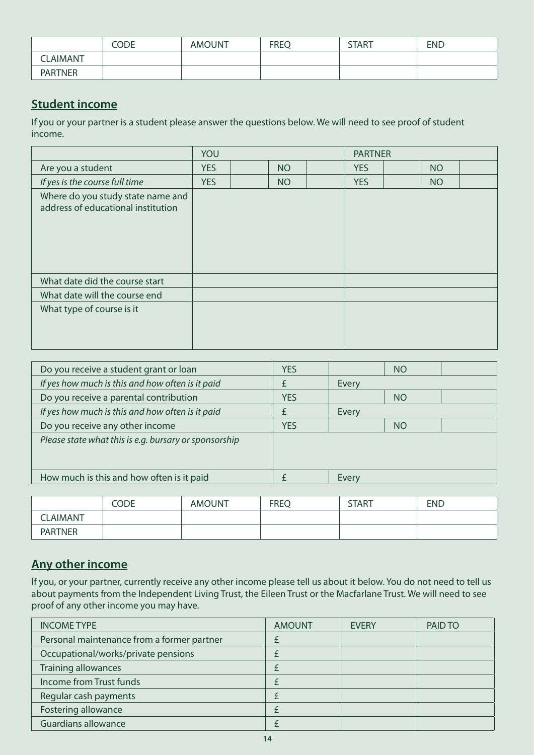| | CODE | AMOUNT | FREQ | START | END |
|---|---|---|---|---|---|
| CLAIMANT | | | | | |
| PARTNER | | | | | |

## **Student income**

If you or your partner is a student please answer the questions below. We will need to see proof of student income.

| | YOU | | | | PARTNER | | | |
|---|---|---|---|---|---|---|---|---|
| Are you a student | YES | | NO | | YES | | NO | |
| *If yes is the course full time* | YES | | NO | | YES | | NO | |
| Where do you study state name and address of educational institution | | | | | | | | |
| What date did the course start | | | | | | | | |
| What date will the course end | | | | | | | | |
| What type of course is it | | | | | | | | |

| | | | | |
|---|---|---|---|---|
| Do you receive a student grant or loan | YES | | NO | |
| *If yes how much is this and how often is it paid* | £ | Every | | |
| Do you receive a parental contribution | YES | | NO | |
| *If yes how much is this and how often is it paid* | £ | Every | | |
| Do you receive any other income | YES | | NO | |
| *Please state what this is e.g. bursary or sponsorship* | | | | |
| How much is this and how often is it paid | £ | Every | | |

| | CODE | AMOUNT | FREQ | START | END |
|---|---|---|---|---|---|
| CLAIMANT | | | | | |
| PARTNER | | | | | |

## **Any other income**

If you, or your partner, currently receive any other income please tell us about it below. You do not need to tell us about payments from the Independent Living Trust, the Eileen Trust or the Macfarlane Trust. We will need to see proof of any other income you may have.

| INCOME TYPE | AMOUNT | EVERY | PAID TO |
|---|---|---|---|
| Personal maintenance from a former partner | £ | | |
| Occupational/works/private pensions | £ | | |
| Training allowances | £ | | |
| Income from Trust funds | £ | | |
| Regular cash payments | £ | | |
| Fostering allowance | £ | | |
| Guardians allowance | £ | | |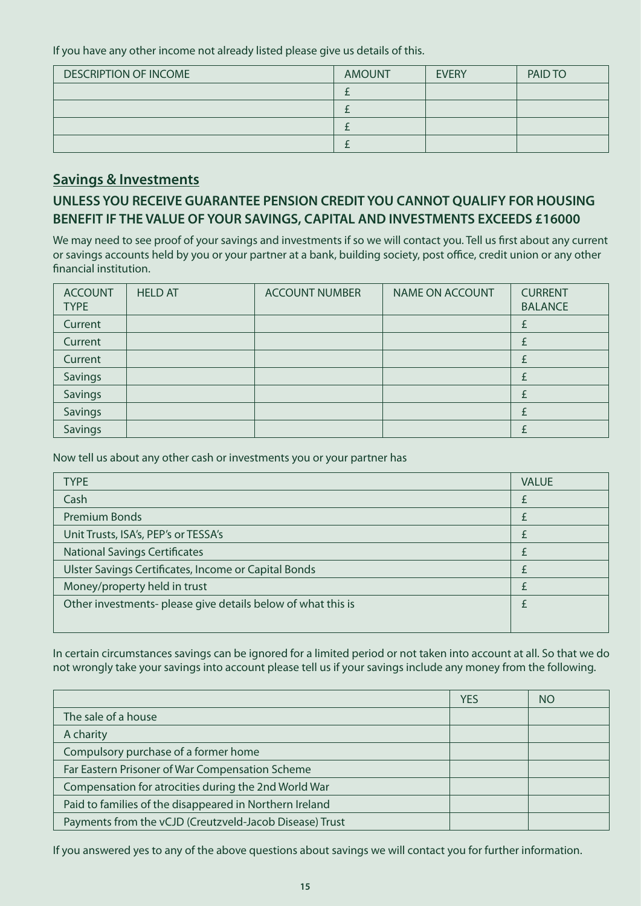If you have any other income not already listed please give us details of this.

| DESCRIPTION OF INCOME | AMOUNT | EVERY | PAID TO |
| --- | --- | --- | --- |
| | £ | | |
| | £ | | |
| | £ | | |
| | £ | | |

## Savings & Investments

### UNLESS YOU RECEIVE GUARANTEE PENSION CREDIT YOU CANNOT QUALIFY FOR HOUSING BENEFIT IF THE VALUE OF YOUR SAVINGS, CAPITAL AND INVESTMENTS EXCEEDS £16000

We may need to see proof of your savings and investments if so we will contact you. Tell us first about any current or savings accounts held by you or your partner at a bank, building society, post office, credit union or any other financial institution.

| ACCOUNT TYPE | HELD AT | ACCOUNT NUMBER | NAME ON ACCOUNT | CURRENT BALANCE |
| --- | --- | --- | --- | --- |
| Current | | | | £ |
| Current | | | | £ |
| Current | | | | £ |
| Savings | | | | £ |
| Savings | | | | £ |
| Savings | | | | £ |
| Savings | | | | £ |

Now tell us about any other cash or investments you or your partner has

| TYPE | VALUE |
| --- | --- |
| Cash | £ |
| Premium Bonds | £ |
| Unit Trusts, ISA's, PEP's or TESSA's | £ |
| National Savings Certificates | £ |
| Ulster Savings Certificates, Income or Capital Bonds | £ |
| Money/property held in trust | £ |
| Other investments- please give details below of what this is | £ |

In certain circumstances savings can be ignored for a limited period or not taken into account at all. So that we do not wrongly take your savings into account please tell us if your savings include any money from the following.

| | YES | NO |
| --- | --- | --- |
| The sale of a house | | |
| A charity | | |
| Compulsory purchase of a former home | | |
| Far Eastern Prisoner of War Compensation Scheme | | |
| Compensation for atrocities during the 2nd World War | | |
| Paid to families of the disappeared in Northern Ireland | | |
| Payments from the vCJD (Creutzveld-Jacob Disease) Trust | | |

If you answered yes to any of the above questions about savings we will contact you for further information.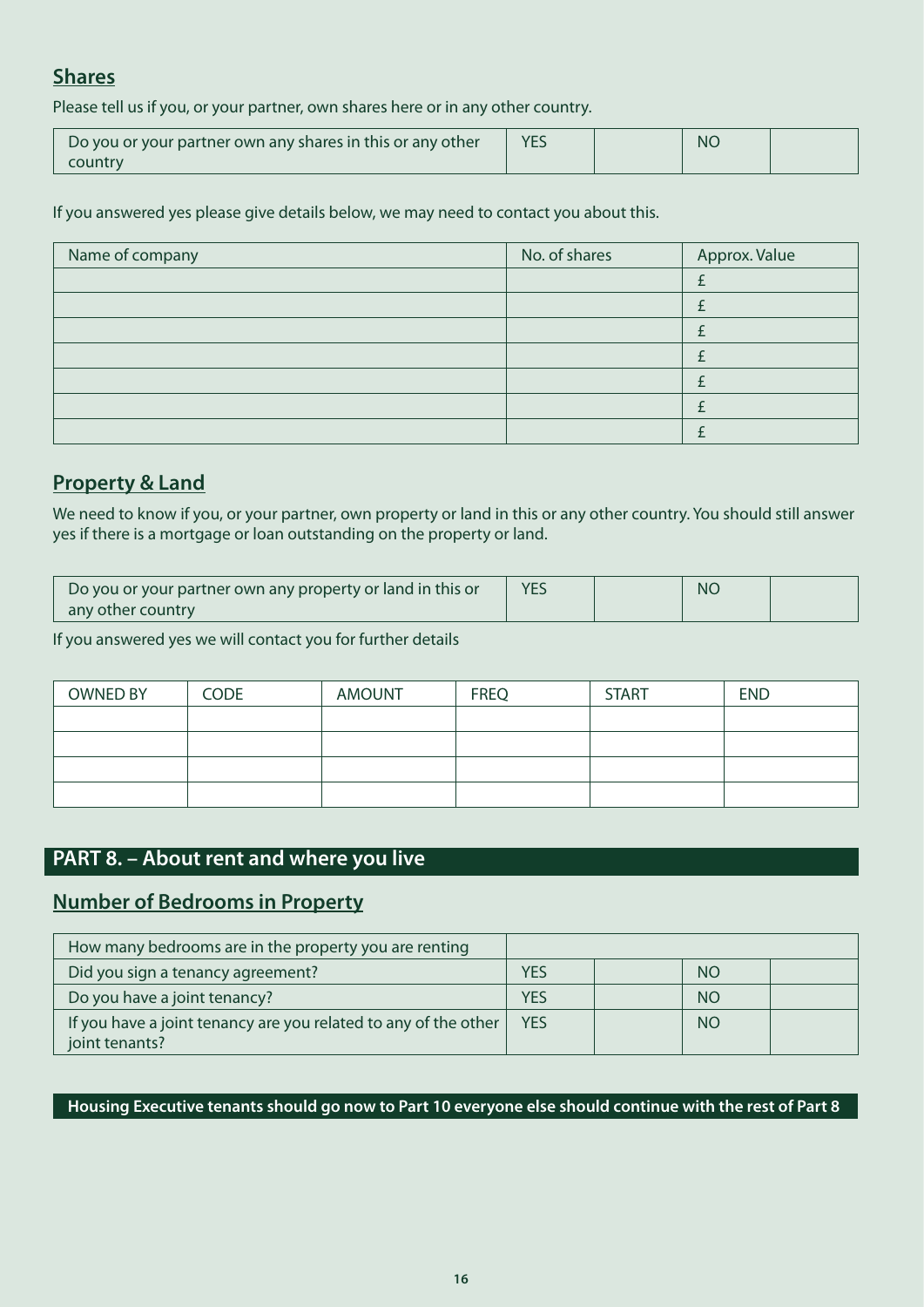## Shares

Please tell us if you, or your partner, own shares here or in any other country.

| Do you or your partner own any shares in this or any other country | YES | | NO | |
|---|---|---|---|---|

If you answered yes please give details below, we may need to contact you about this.

| Name of company | No. of shares | Approx. Value |
|---|---|---|
| | | £ |
| | | £ |
| | | £ |
| | | £ |
| | | £ |
| | | £ |
| | | £ |

## Property & Land

We need to know if you, or your partner, own property or land in this or any other country. You should still answer yes if there is a mortgage or loan outstanding on the property or land.

| Do you or your partner own any property or land in this or any other country | YES | | NO | |
|---|---|---|---|---|

If you answered yes we will contact you for further details

| OWNED BY | CODE | AMOUNT | FREQ | START | END |
|---|---|---|---|---|---|
| | | | | | |
| | | | | | |
| | | | | | |
| | | | | | |

# PART 8. – About rent and where you live

## Number of Bedrooms in Property

| How many bedrooms are in the property you are renting | | | | |
|---|---|---|---|---|
| Did you sign a tenancy agreement? | YES | | NO | |
| Do you have a joint tenancy? | YES | | NO | |
| If you have a joint tenancy are you related to any of the other joint tenants? | YES | | NO | |

**Housing Executive tenants should go now to Part 10 everyone else should continue with the rest of Part 8**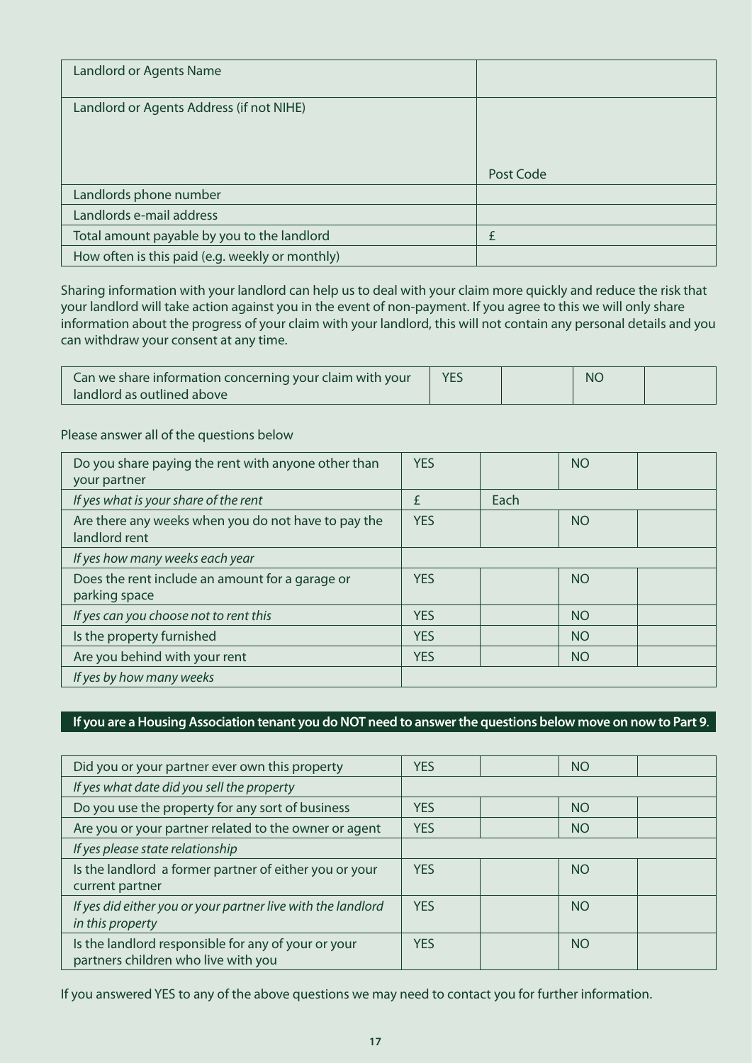| Landlord or Agents Name | |
| --- | --- |
| Landlord or Agents Address (if not NIHE) | Post Code |
| Landlords phone number | |
| Landlords e-mail address | |
| Total amount payable by you to the landlord | £ |
| How often is this paid (e.g. weekly or monthly) | |

Sharing information with your landlord can help us to deal with your claim more quickly and reduce the risk that your landlord will take action against you in the event of non-payment. If you agree to this we will only share information about the progress of your claim with your landlord, this will not contain any personal details and you can withdraw your consent at any time.

| Can we share information concerning your claim with your landlord as outlined above | YES | | NO | |
| --- | --- | --- | --- | --- |

Please answer all of the questions below

| Do you share paying the rent with anyone other than your partner | YES | | NO | |
| --- | --- | --- | --- | --- |
| *If yes what is your share of the rent* | £ | Each | | |
| Are there any weeks when you do not have to pay the landlord rent | YES | | NO | |
| *If yes how many weeks each year* | | | | |
| Does the rent include an amount for a garage or parking space | YES | | NO | |
| *If yes can you choose not to rent this* | YES | | NO | |
| Is the property furnished | YES | | NO | |
| Are you behind with your rent | YES | | NO | |
| *If yes by how many weeks* | | | | |

**If you are a Housing Association tenant you do NOT need to answer the questions below move on now to Part 9.**

| Did you or your partner ever own this property | YES | | NO | |
| --- | --- | --- | --- | --- |
| *If yes what date did you sell the property* | | | | |
| Do you use the property for any sort of business | YES | | NO | |
| Are you or your partner related to the owner or agent | YES | | NO | |
| *If yes please state relationship* | | | | |
| Is the landlord a former partner of either you or your current partner | YES | | NO | |
| *If yes did either you or your partner live with the landlord in this property* | YES | | NO | |
| Is the landlord responsible for any of your or your partners children who live with you | YES | | NO | |

If you answered YES to any of the above questions we may need to contact you for further information.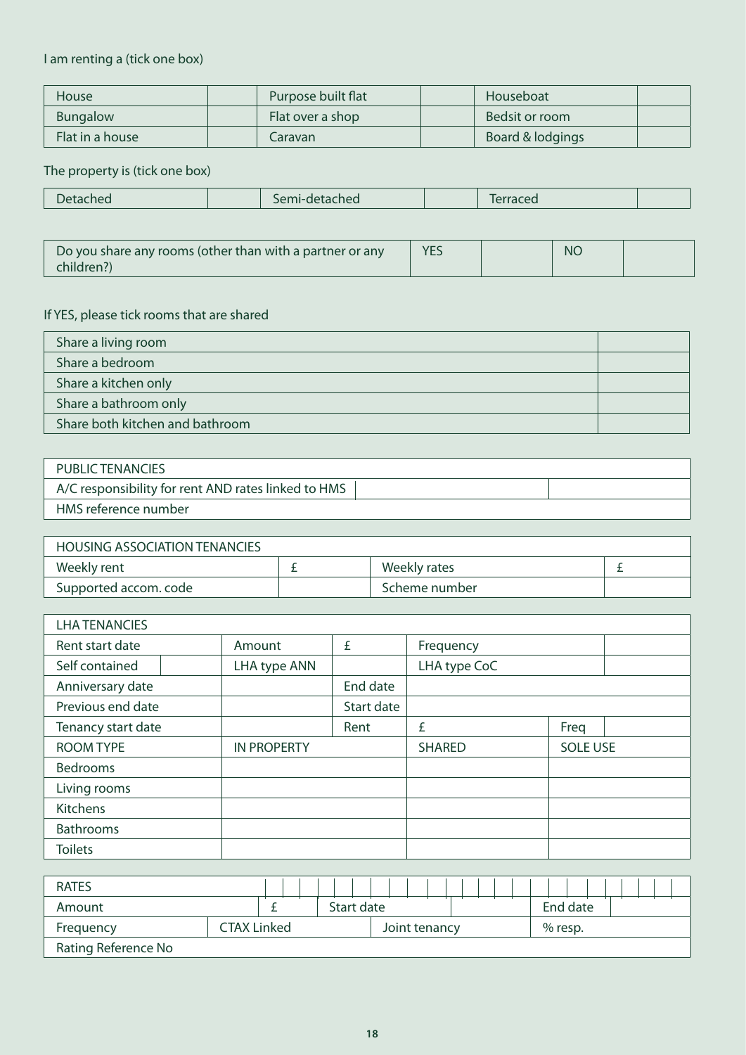I am renting a (tick one box)

| House | | Purpose built flat | | Houseboat | |
|---|---|---|---|---|---|
| Bungalow | | Flat over a shop | | Bedsit or room | |
| Flat in a house | | Caravan | | Board & lodgings | |

The property is (tick one box)

| Detached | | Semi-detached | | Terraced | |
|---|---|---|---|---|---|

| Do you share any rooms (other than with a partner or any children?) | YES | | NO | |
|---|---|---|---|---|

If YES, please tick rooms that are shared

| Share a living room | |
|---|---|
| Share a bedroom | |
| Share a kitchen only | |
| Share a bathroom only | |
| Share both kitchen and bathroom | |

| PUBLIC TENANCIES | | |
|---|---|---|
| A/C responsibility for rent AND rates linked to HMS | | |
| HMS reference number | | |

| HOUSING ASSOCIATION TENANCIES | | | |
|---|---|---|---|
| Weekly rent | £ | Weekly rates | £ |
| Supported accom. code | | Scheme number | |

| LHA TENANCIES | | | | | | |
|---|---|---|---|---|---|---|
| Rent start date | | Amount | £ | Frequency | | |
| Self contained | | LHA type ANN | | LHA type CoC | | |
| Anniversary date | | | End date | | | |
| Previous end date | | | Start date | | | |
| Tenancy start date | | | Rent | £ | Freq | |
| ROOM TYPE | | IN PROPERTY | | SHARED | SOLE USE | |
| Bedrooms | | | | | | |
| Living rooms | | | | | | |
| Kitchens | | | | | | |
| Bathrooms | | | | | | |
| Toilets | | | | | | |

| RATES | | | | | |
|---|---|---|---|---|---|
| Amount | £ | Start date | | End date | |
| Frequency | CTAX Linked | Joint tenancy | | % resp. | |
| Rating Reference No | | | | | |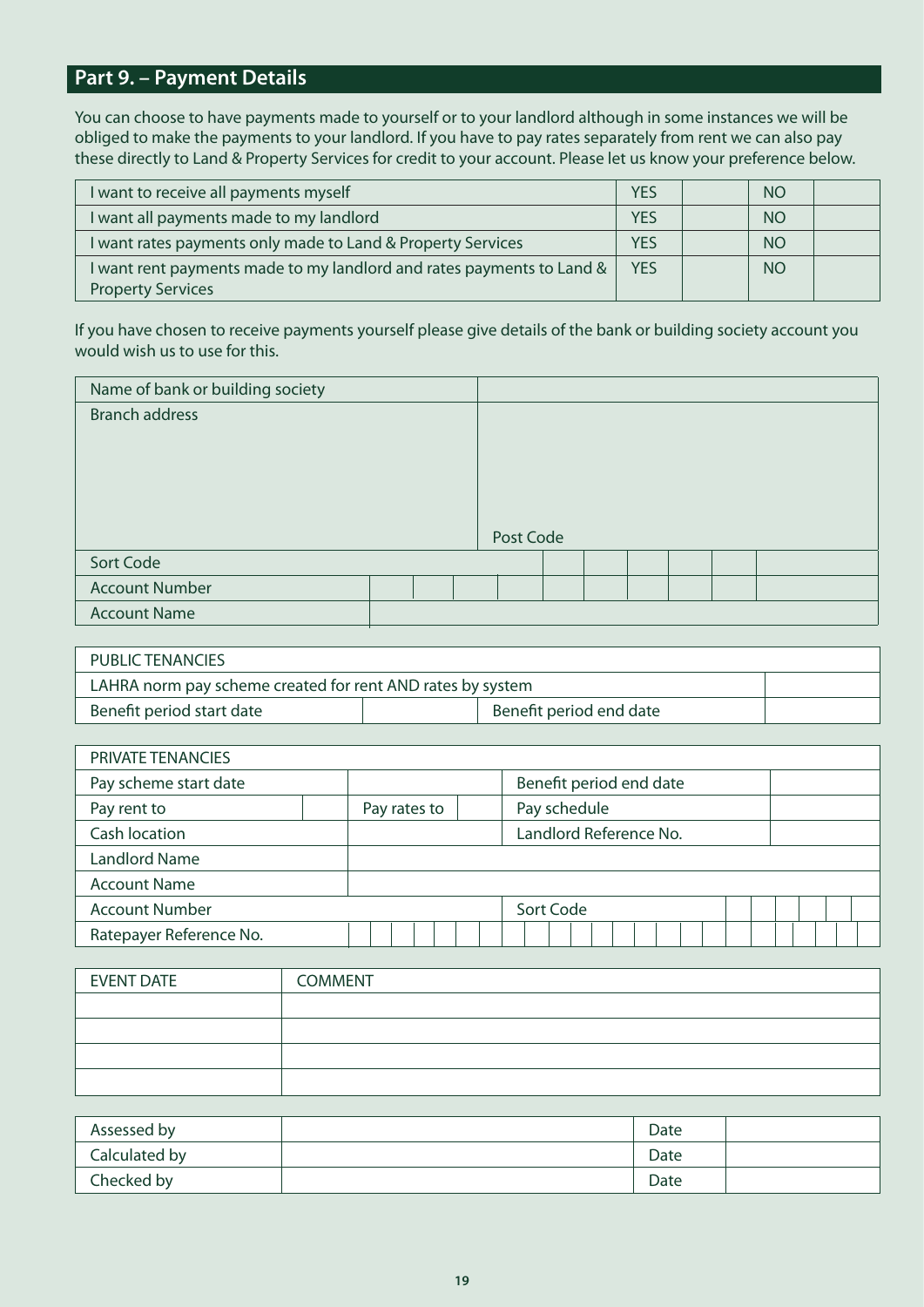## Part 9. – Payment Details

You can choose to have payments made to yourself or to your landlord although in some instances we will be obliged to make the payments to your landlord. If you have to pay rates separately from rent we can also pay these directly to Land & Property Services for credit to your account. Please let us know your preference below.

| | | | | |
|---|---|---|---|---|
| I want to receive all payments myself | YES | | NO | |
| I want all payments made to my landlord | YES | | NO | |
| I want rates payments only made to Land & Property Services | YES | | NO | |
| I want rent payments made to my landlord and rates payments to Land & Property Services | YES | | NO | |

If you have chosen to receive payments yourself please give details of the bank or building society account you would wish us to use for this.

| | |
|---|---|
| Name of bank or building society | |
| Branch address | Post Code |
| Sort Code | |
| Account Number | |
| Account Name | |

| | | | |
|---|---|---|---|
| PUBLIC TENANCIES | | | |
| LAHRA norm pay scheme created for rent AND rates by system | | | |
| Benefit period start date | | Benefit period end date | |

| | | | | | |
|---|---|---|---|---|---|
| PRIVATE TENANCIES | | | | | |
| Pay scheme start date | | | | Benefit period end date | |
| Pay rent to | | Pay rates to | | Pay schedule | |
| Cash location | | | | Landlord Reference No. | |
| Landlord Name | | | | | |
| Account Name | | | | | |
| Account Number | | | | Sort Code | |
| Ratepayer Reference No. | | | | | |

| EVENT DATE | COMMENT |
|---|---|
| | |
| | |
| | |
| | |

| | | | |
|---|---|---|---|
| Assessed by | | Date | |
| Calculated by | | Date | |
| Checked by | | Date | |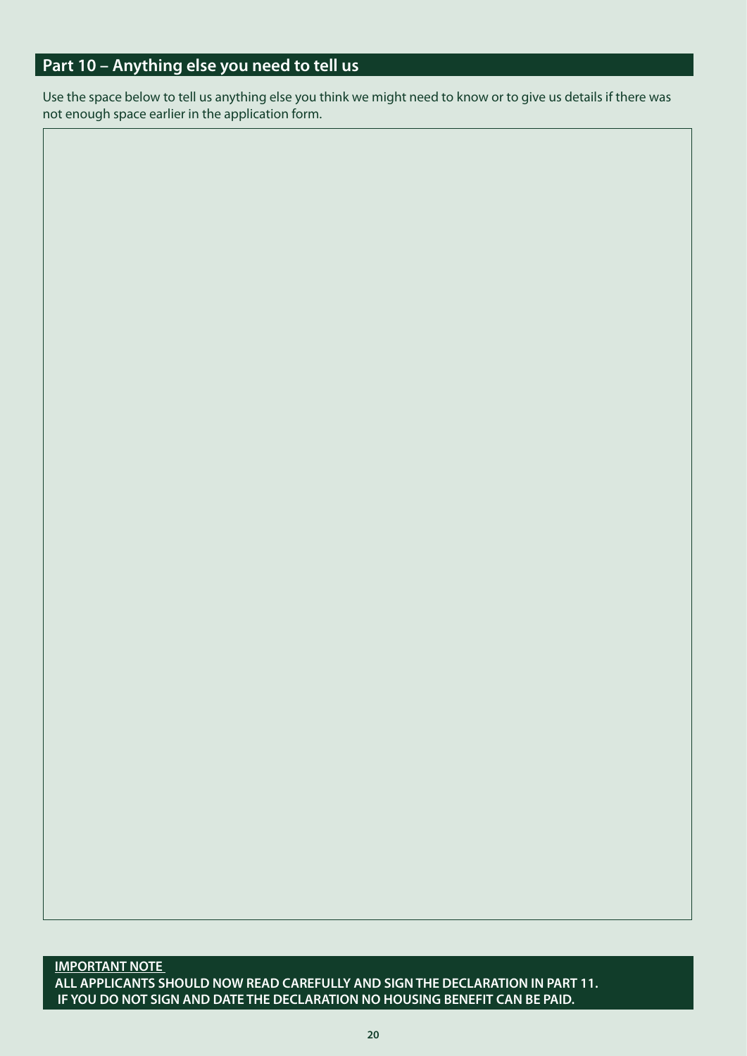## Part 10 – Anything else you need to tell us

Use the space below to tell us anything else you think we might need to know or to give us details if there was not enough space earlier in the application form.

**IMPORTANT NOTE**

**ALL APPLICANTS SHOULD NOW READ CAREFULLY AND SIGN THE DECLARATION IN PART 11.**
**IF YOU DO NOT SIGN AND DATE THE DECLARATION NO HOUSING BENEFIT CAN BE PAID.**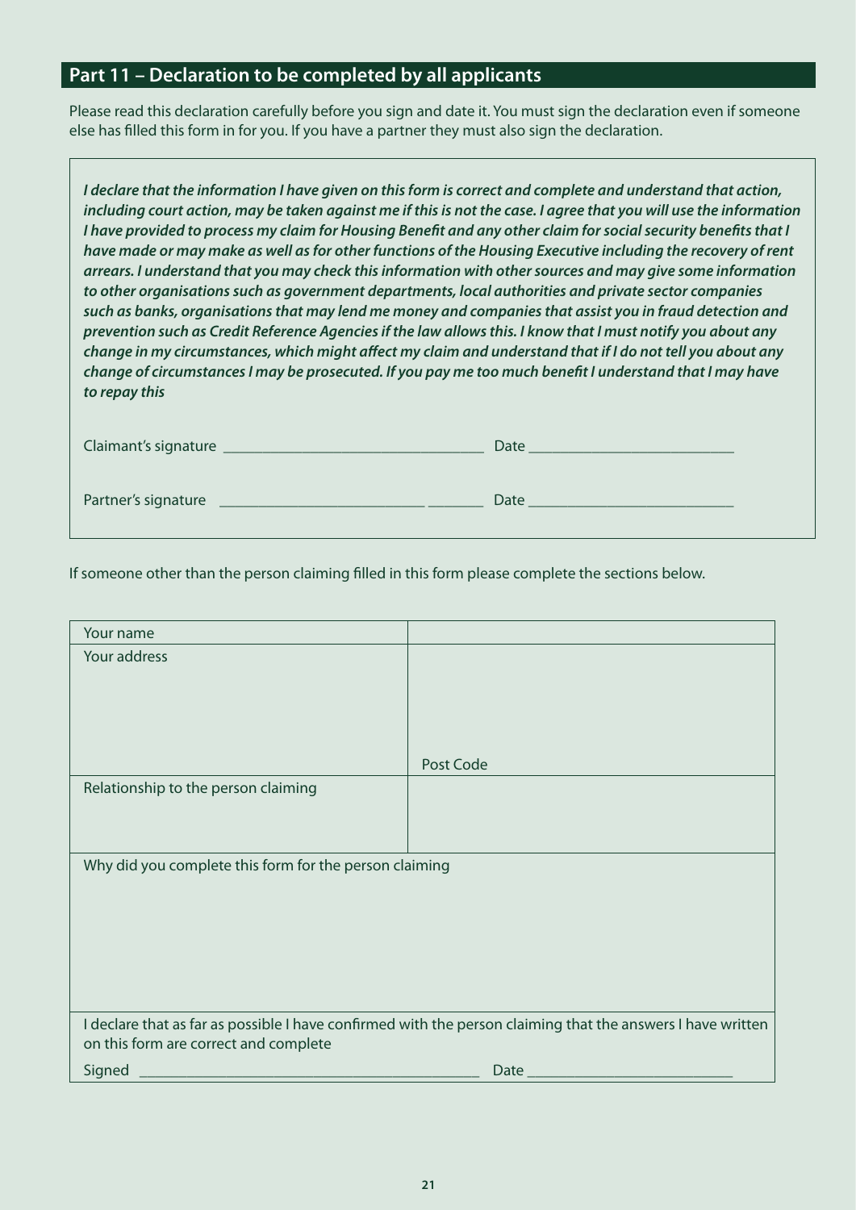## Part 11 – Declaration to be completed by all applicants

Please read this declaration carefully before you sign and date it. You must sign the declaration even if someone else has filled this form in for you. If you have a partner they must also sign the declaration.

***I declare that the information I have given on this form is correct and complete and understand that action, including court action, may be taken against me if this is not the case. I agree that you will use the information I have provided to process my claim for Housing Benefit and any other claim for social security benefits that I have made or may make as well as for other functions of the Housing Executive including the recovery of rent arrears. I understand that you may check this information with other sources and may give some information to other organisations such as government departments, local authorities and private sector companies such as banks, organisations that may lend me money and companies that assist you in fraud detection and prevention such as Credit Reference Agencies if the law allows this. I know that I must notify you about any change in my circumstances, which might affect my claim and understand that if I do not tell you about any change of circumstances I may be prosecuted. If you pay me too much benefit I understand that I may have to repay this***

Claimant's signature ________________________________ Date __________________________

Partner's signature ________________________________ Date __________________________

If someone other than the person claiming filled in this form please complete the sections below.

| Your name | |
|---|---|
| Your address | Post Code |
| Relationship to the person claiming | |
| Why did you complete this form for the person claiming | |
| I declare that as far as possible I have confirmed with the person claiming that the answers I have written on this form are correct and complete | |
| Signed ____________________________________________ | Date __________________________ |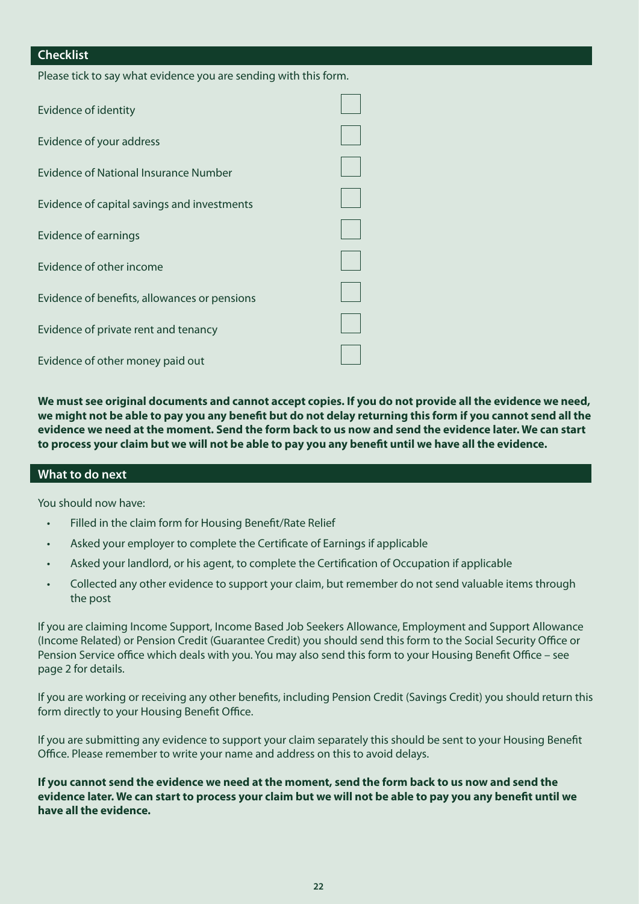## Checklist

Please tick to say what evidence you are sending with this form.

| | |
|---|---|
| Evidence of identity | ☐ |
| Evidence of your address | ☐ |
| Evidence of National Insurance Number | ☐ |
| Evidence of capital savings and investments | ☐ |
| Evidence of earnings | ☐ |
| Evidence of other income | ☐ |
| Evidence of benefits, allowances or pensions | ☐ |
| Evidence of private rent and tenancy | ☐ |
| Evidence of other money paid out | ☐ |

**We must see original documents and cannot accept copies. If you do not provide all the evidence we need, we might not be able to pay you any benefit but do not delay returning this form if you cannot send all the evidence we need at the moment. Send the form back to us now and send the evidence later. We can start to process your claim but we will not be able to pay you any benefit until we have all the evidence.**

## What to do next

You should now have:

- Filled in the claim form for Housing Benefit/Rate Relief
- Asked your employer to complete the Certificate of Earnings if applicable
- Asked your landlord, or his agent, to complete the Certification of Occupation if applicable
- Collected any other evidence to support your claim, but remember do not send valuable items through the post

If you are claiming Income Support, Income Based Job Seekers Allowance, Employment and Support Allowance (Income Related) or Pension Credit (Guarantee Credit) you should send this form to the Social Security Office or Pension Service office which deals with you. You may also send this form to your Housing Benefit Office – see page 2 for details.

If you are working or receiving any other benefits, including Pension Credit (Savings Credit) you should return this form directly to your Housing Benefit Office.

If you are submitting any evidence to support your claim separately this should be sent to your Housing Benefit Office. Please remember to write your name and address on this to avoid delays.

**If you cannot send the evidence we need at the moment, send the form back to us now and send the evidence later. We can start to process your claim but we will not be able to pay you any benefit until we have all the evidence.**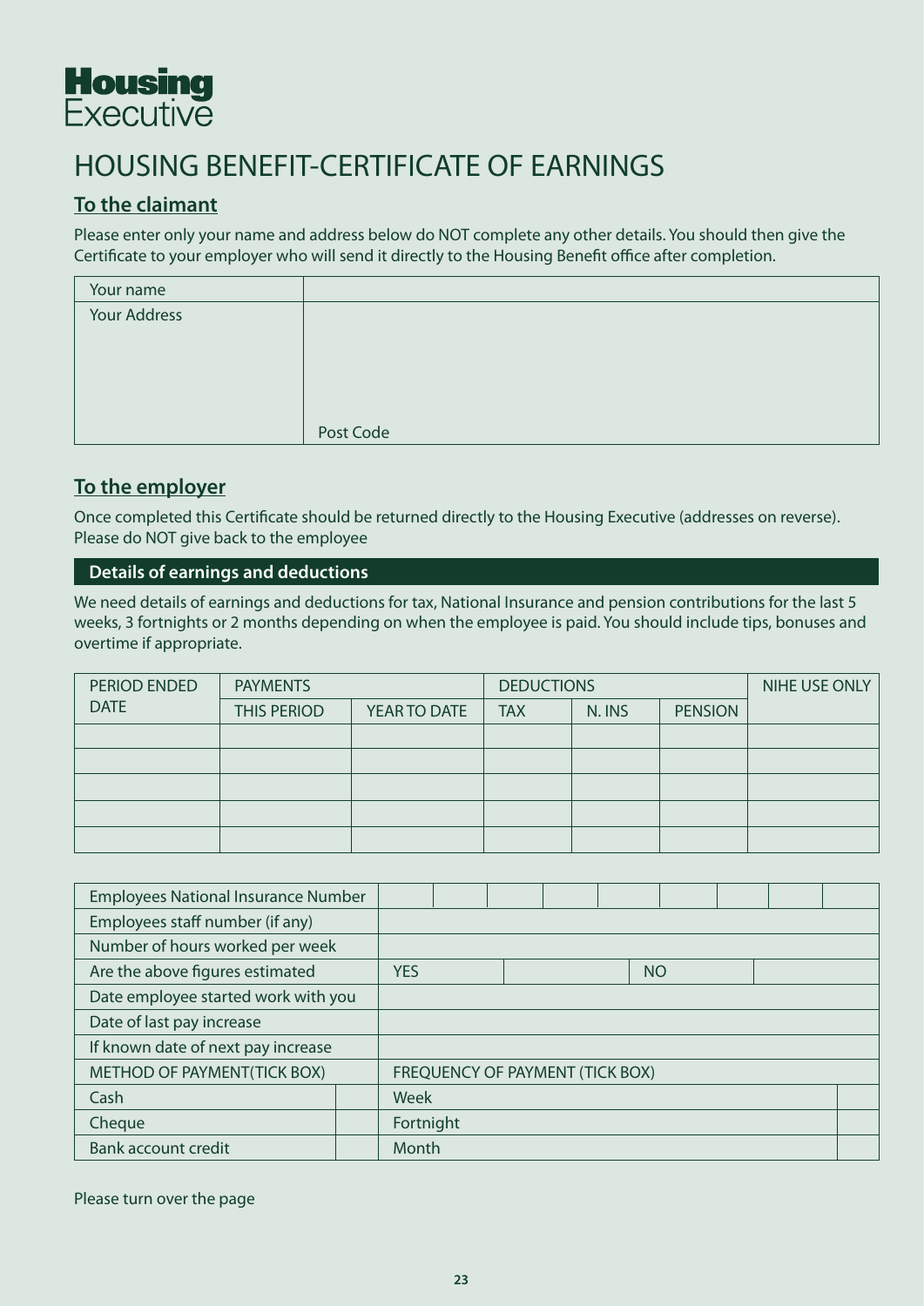# Housing Executive

# HOUSING BENEFIT-CERTIFICATE OF EARNINGS

## To the claimant

Please enter only your name and address below do NOT complete any other details. You should then give the Certificate to your employer who will send it directly to the Housing Benefit office after completion.

| | |
|---|---|
| Your name | |
| Your Address | Post Code |

## To the employer

Once completed this Certificate should be returned directly to the Housing Executive (addresses on reverse). Please do NOT give back to the employee

### Details of earnings and deductions

We need details of earnings and deductions for tax, National Insurance and pension contributions for the last 5 weeks, 3 fortnights or 2 months depending on when the employee is paid. You should include tips, bonuses and overtime if appropriate.

| PERIOD ENDED DATE | PAYMENTS | | DEDUCTIONS | | | NIHE USE ONLY |
|---|---|---|---|---|---|---|
| | THIS PERIOD | YEAR TO DATE | TAX | N. INS | PENSION | |
| | | | | | | |
| | | | | | | |
| | | | | | | |
| | | | | | | |
| | | | | | | |

| | | | | | | | | | |
|---|---|---|---|---|---|---|---|---|---|
| Employees National Insurance Number | | | | | | | | | |
| Employees staff number (if any) | | | | | | | | | |
| Number of hours worked per week | | | | | | | | | |
| Are the above figures estimated | YES | | | NO | | | | | |
| Date employee started work with you | | | | | | | | | |
| Date of last pay increase | | | | | | | | | |
| If known date of next pay increase | | | | | | | | | |

| METHOD OF PAYMENT(TICK BOX) | | FREQUENCY OF PAYMENT (TICK BOX) | |
|---|---|---|---|
| Cash | | Week | |
| Cheque | | Fortnight | |
| Bank account credit | | Month | |

Please turn over the page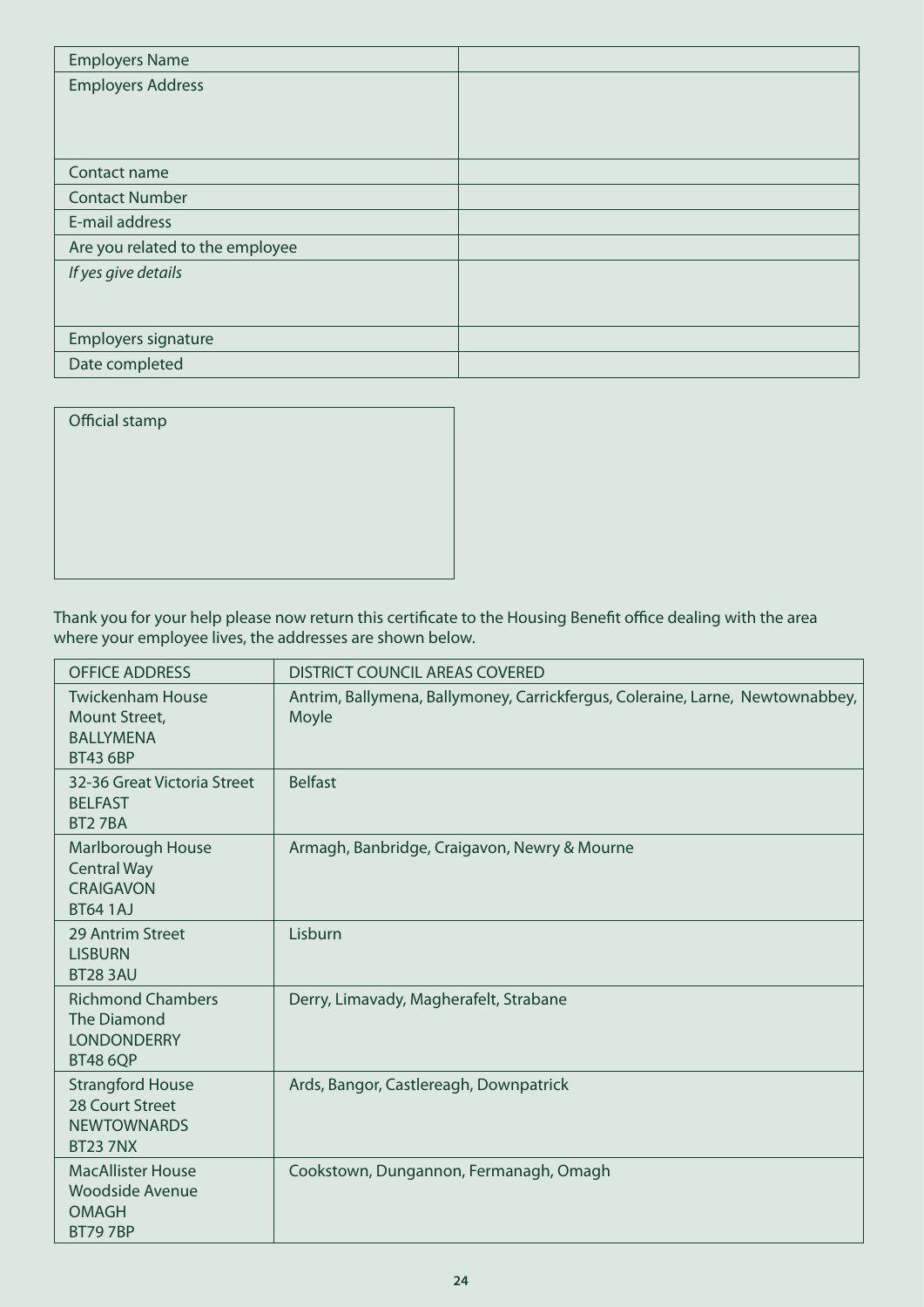| | |
|---|---|
| Employers Name | |
| Employers Address | |
| Contact name | |
| Contact Number | |
| E-mail address | |
| Are you related to the employee | |
| *If yes give details* | |
| Employers signature | |
| Date completed | |

| Official stamp |
|---|
| |

Thank you for your help please now return this certificate to the Housing Benefit office dealing with the area where your employee lives, the addresses are shown below.

| OFFICE ADDRESS | DISTRICT COUNCIL AREAS COVERED |
|---|---|
| Twickenham House<br>Mount Street,<br>BALLYMENA<br>BT43 6BP | Antrim, Ballymena, Ballymoney, Carrickfergus, Coleraine, Larne, Newtownabbey, Moyle |
| 32-36 Great Victoria Street<br>BELFAST<br>BT2 7BA | Belfast |
| Marlborough House<br>Central Way<br>CRAIGAVON<br>BT64 1AJ | Armagh, Banbridge, Craigavon, Newry & Mourne |
| 29 Antrim Street<br>LISBURN<br>BT28 3AU | Lisburn |
| Richmond Chambers<br>The Diamond<br>LONDONDERRY<br>BT48 6QP | Derry, Limavady, Magherafelt, Strabane |
| Strangford House<br>28 Court Street<br>NEWTOWNARDS<br>BT23 7NX | Ards, Bangor, Castlereagh, Downpatrick |
| MacAllister House<br>Woodside Avenue<br>OMAGH<br>BT79 7BP | Cookstown, Dungannon, Fermanagh, Omagh |